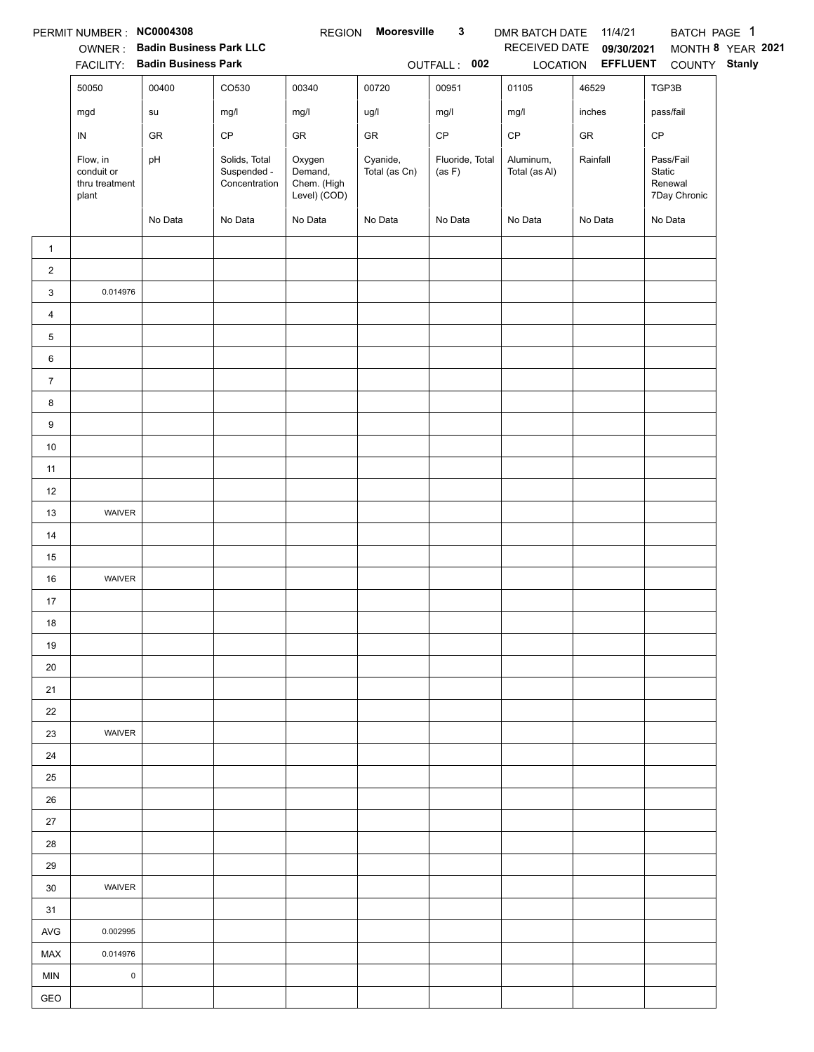PERMIT NUMBER : **NC0004308** REGION **Mooresville 3** DMR BATCH DATE 11/4/21 BATCH PAGE 1

OWNER : **Badin Business Park LLC** RECEIVED DATE **09/30/2021** MONTH **8** YEAR **2021**

FACILITY: **Badin Business Park** OUTFALL : **002** LOCATION **EFFLUENT** COUNTY **Stanly**

| | 50050 | 00400 | CO530 | 00340 | 00720 | 00951 | 01105 | 46529 | TGP3B |
|---|---|---|---|---|---|---|---|---|---|
| | mgd | su | mg/l | mg/l | ug/l | mg/l | mg/l | inches | pass/fail |
| | IN | GR | CP | GR | GR | CP | CP | GR | CP |
| | Flow, in conduit or thru treatment plant | pH | Solids, Total Suspended - Concentration | Oxygen Demand, Chem. (High Level) (COD) | Cyanide, Total (as Cn) | Fluoride, Total (as F) | Aluminum, Total (as Al) | Rainfall | Pass/Fail Static Renewal 7Day Chronic |
| | | No Data | No Data | No Data | No Data | No Data | No Data | No Data | No Data |
| 1 | | | | | | | | | |
| 2 | | | | | | | | | |
| 3 | 0.014976 | | | | | | | | |
| 4 | | | | | | | | | |
| 5 | | | | | | | | | |
| 6 | | | | | | | | | |
| 7 | | | | | | | | | |
| 8 | | | | | | | | | |
| 9 | | | | | | | | | |
| 10 | | | | | | | | | |
| 11 | | | | | | | | | |
| 12 | | | | | | | | | |
| 13 | WAIVER | | | | | | | | |
| 14 | | | | | | | | | |
| 15 | | | | | | | | | |
| 16 | WAIVER | | | | | | | | |
| 17 | | | | | | | | | |
| 18 | | | | | | | | | |
| 19 | | | | | | | | | |
| 20 | | | | | | | | | |
| 21 | | | | | | | | | |
| 22 | | | | | | | | | |
| 23 | WAIVER | | | | | | | | |
| 24 | | | | | | | | | |
| 25 | | | | | | | | | |
| 26 | | | | | | | | | |
| 27 | | | | | | | | | |
| 28 | | | | | | | | | |
| 29 | | | | | | | | | |
| 30 | WAIVER | | | | | | | | |
| 31 | | | | | | | | | |
| AVG | 0.002995 | | | | | | | | |
| MAX | 0.014976 | | | | | | | | |
| MIN | 0 | | | | | | | | |
| GEO | | | | | | | | | |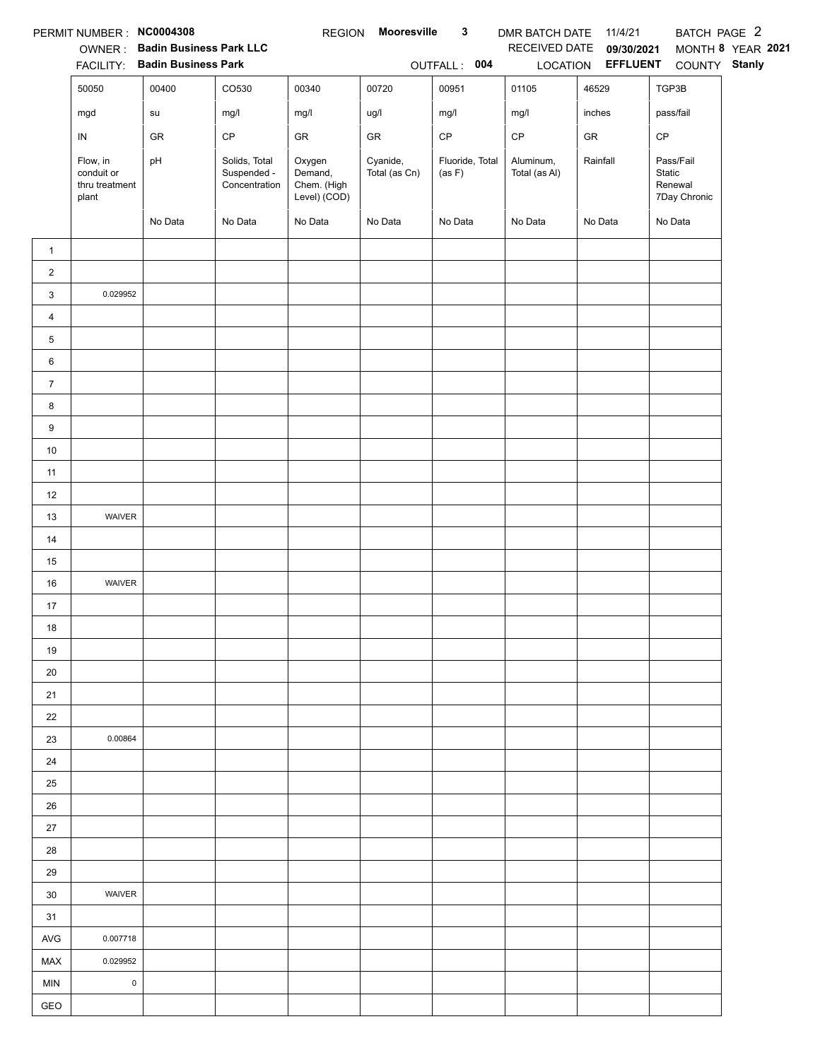PERMIT NUMBER : **NC0004308** REGION **Mooresville 3** DMR BATCH DATE 11/4/21 BATCH PAGE 2

OWNER : **Badin Business Park LLC** RECEIVED DATE **09/30/2021** MONTH **8** YEAR **2021**

FACILITY: **Badin Business Park** OUTFALL : **004** LOCATION **EFFLUENT** COUNTY **Stanly**

| | 50050 | 00400 | CO530 | 00340 | 00720 | 00951 | 01105 | 46529 | TGP3B |
|---|---|---|---|---|---|---|---|---|---|
| | mgd | su | mg/l | mg/l | ug/l | mg/l | mg/l | inches | pass/fail |
| | IN | GR | CP | GR | GR | CP | CP | GR | CP |
| | Flow, in conduit or thru treatment plant | pH | Solids, Total Suspended - Concentration | Oxygen Demand, Chem. (High Level) (COD) | Cyanide, Total (as Cn) | Fluoride, Total (as F) | Aluminum, Total (as Al) | Rainfall | Pass/Fail Static Renewal 7Day Chronic |
| | | No Data | No Data | No Data | No Data | No Data | No Data | No Data | No Data |
| 1 | | | | | | | | | |
| 2 | | | | | | | | | |
| 3 | 0.029952 | | | | | | | | |
| 4 | | | | | | | | | |
| 5 | | | | | | | | | |
| 6 | | | | | | | | | |
| 7 | | | | | | | | | |
| 8 | | | | | | | | | |
| 9 | | | | | | | | | |
| 10 | | | | | | | | | |
| 11 | | | | | | | | | |
| 12 | | | | | | | | | |
| 13 | WAIVER | | | | | | | | |
| 14 | | | | | | | | | |
| 15 | | | | | | | | | |
| 16 | WAIVER | | | | | | | | |
| 17 | | | | | | | | | |
| 18 | | | | | | | | | |
| 19 | | | | | | | | | |
| 20 | | | | | | | | | |
| 21 | | | | | | | | | |
| 22 | | | | | | | | | |
| 23 | 0.00864 | | | | | | | | |
| 24 | | | | | | | | | |
| 25 | | | | | | | | | |
| 26 | | | | | | | | | |
| 27 | | | | | | | | | |
| 28 | | | | | | | | | |
| 29 | | | | | | | | | |
| 30 | WAIVER | | | | | | | | |
| 31 | | | | | | | | | |
| AVG | 0.007718 | | | | | | | | |
| MAX | 0.029952 | | | | | | | | |
| MIN | 0 | | | | | | | | |
| GEO | | | | | | | | | |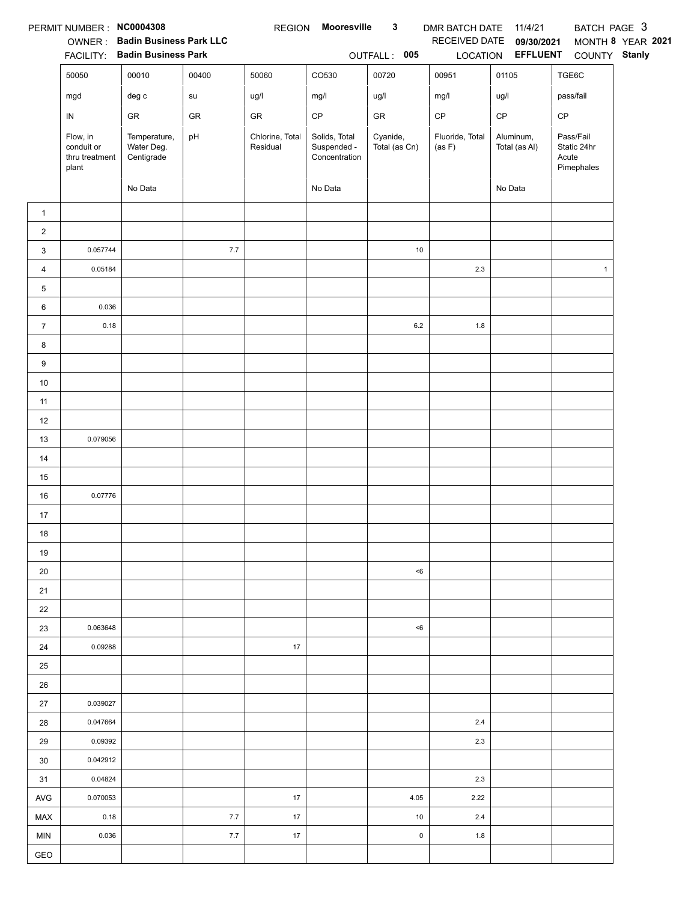PERMIT NUMBER : **NC0004308** REGION **Mooresville 3** DMR BATCH DATE 11/4/21 BATCH PAGE 3

OWNER : **Badin Business Park LLC** RECEIVED DATE **09/30/2021** MONTH **8** YEAR **2021**

FACILITY: **Badin Business Park** OUTFALL : **005** LOCATION **EFFLUENT** COUNTY **Stanly**

| | 50050 | 00010 | 00400 | 50060 | CO530 | 00720 | 00951 | 01105 | TGE6C |
|---|---|---|---|---|---|---|---|---|---|
| | mgd | deg c | su | ug/l | mg/l | ug/l | mg/l | ug/l | pass/fail |
| | IN | GR | GR | GR | CP | GR | CP | CP | CP |
| | Flow, in conduit or thru treatment plant | Temperature, Water Deg. Centigrade | pH | Chlorine, Total Residual | Solids, Total Suspended - Concentration | Cyanide, Total (as Cn) | Fluoride, Total (as F) | Aluminum, Total (as Al) | Pass/Fail Static 24hr Acute Pimephales |
| | | No Data | | | No Data | | | No Data | |
| 1 | | | | | | | | | |
| 2 | | | | | | | | | |
| 3 | 0.057744 | | 7.7 | | | 10 | | | |
| 4 | 0.05184 | | | | | | 2.3 | | 1 |
| 5 | | | | | | | | | |
| 6 | 0.036 | | | | | | | | |
| 7 | 0.18 | | | | | 6.2 | 1.8 | | |
| 8 | | | | | | | | | |
| 9 | | | | | | | | | |
| 10 | | | | | | | | | |
| 11 | | | | | | | | | |
| 12 | | | | | | | | | |
| 13 | 0.079056 | | | | | | | | |
| 14 | | | | | | | | | |
| 15 | | | | | | | | | |
| 16 | 0.07776 | | | | | | | | |
| 17 | | | | | | | | | |
| 18 | | | | | | | | | |
| 19 | | | | | | | | | |
| 20 | | | | | | <6 | | | |
| 21 | | | | | | | | | |
| 22 | | | | | | | | | |
| 23 | 0.063648 | | | | | <6 | | | |
| 24 | 0.09288 | | | 17 | | | | | |
| 25 | | | | | | | | | |
| 26 | | | | | | | | | |
| 27 | 0.039027 | | | | | | | | |
| 28 | 0.047664 | | | | | | 2.4 | | |
| 29 | 0.09392 | | | | | | 2.3 | | |
| 30 | 0.042912 | | | | | | | | |
| 31 | 0.04824 | | | | | | 2.3 | | |
| AVG | 0.070053 | | | 17 | | 4.05 | 2.22 | | |
| MAX | 0.18 | | 7.7 | 17 | | 10 | 2.4 | | |
| MIN | 0.036 | | 7.7 | 17 | | 0 | 1.8 | | |
| GEO | | | | | | | | | |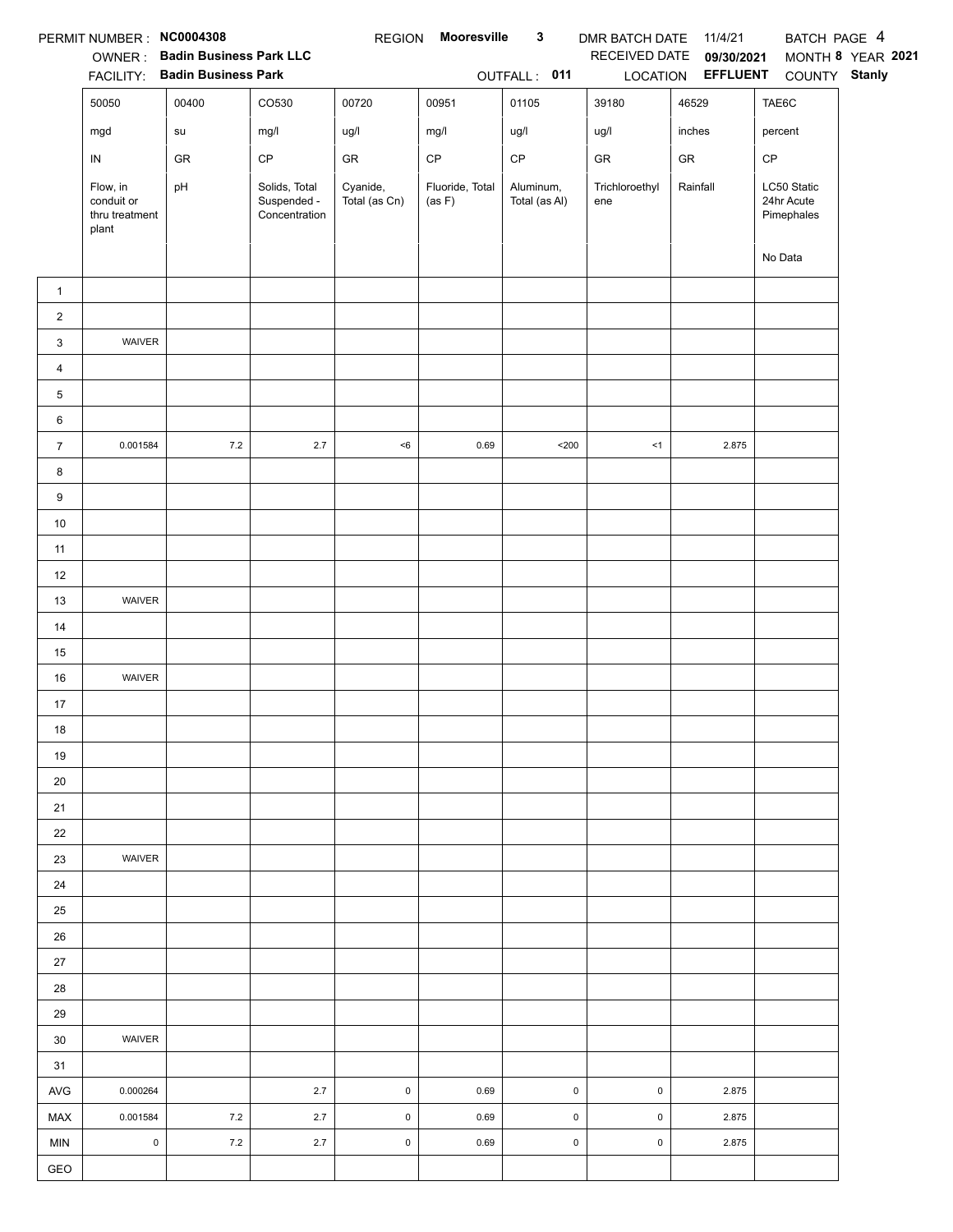PERMIT NUMBER : **NC0004308** REGION **Mooresville 3** DMR BATCH DATE 11/4/21 BATCH PAGE 4

OWNER : **Badin Business Park LLC** RECEIVED DATE **09/30/2021** MONTH **8** YEAR **2021**

FACILITY: **Badin Business Park** OUTFALL : **011** LOCATION **EFFLUENT** COUNTY **Stanly**

| | 50050 | 00400 | CO530 | 00720 | 00951 | 01105 | 39180 | 46529 | TAE6C |
|---|---|---|---|---|---|---|---|---|---|
| | mgd | su | mg/l | ug/l | mg/l | ug/l | ug/l | inches | percent |
| | IN | GR | CP | GR | CP | CP | GR | GR | CP |
| | Flow, in conduit or thru treatment plant | pH | Solids, Total Suspended - Concentration | Cyanide, Total (as Cn) | Fluoride, Total (as F) | Aluminum, Total (as Al) | Trichloroethylene | Rainfall | LC50 Static 24hr Acute Pimephales |
| | | | | | | | | | No Data |
| 1 | | | | | | | | | |
| 2 | | | | | | | | | |
| 3 | WAIVER | | | | | | | | |
| 4 | | | | | | | | | |
| 5 | | | | | | | | | |
| 6 | | | | | | | | | |
| 7 | 0.001584 | 7.2 | 2.7 | <6 | 0.69 | <200 | <1 | 2.875 | |
| 8 | | | | | | | | | |
| 9 | | | | | | | | | |
| 10 | | | | | | | | | |
| 11 | | | | | | | | | |
| 12 | | | | | | | | | |
| 13 | WAIVER | | | | | | | | |
| 14 | | | | | | | | | |
| 15 | | | | | | | | | |
| 16 | WAIVER | | | | | | | | |
| 17 | | | | | | | | | |
| 18 | | | | | | | | | |
| 19 | | | | | | | | | |
| 20 | | | | | | | | | |
| 21 | | | | | | | | | |
| 22 | | | | | | | | | |
| 23 | WAIVER | | | | | | | | |
| 24 | | | | | | | | | |
| 25 | | | | | | | | | |
| 26 | | | | | | | | | |
| 27 | | | | | | | | | |
| 28 | | | | | | | | | |
| 29 | | | | | | | | | |
| 30 | WAIVER | | | | | | | | |
| 31 | | | | | | | | | |
| AVG | 0.000264 | | 2.7 | 0 | 0.69 | 0 | 0 | 2.875 | |
| MAX | 0.001584 | 7.2 | 2.7 | 0 | 0.69 | 0 | 0 | 2.875 | |
| MIN | 0 | 7.2 | 2.7 | 0 | 0.69 | 0 | 0 | 2.875 | |
| GEO | | | | | | | | | |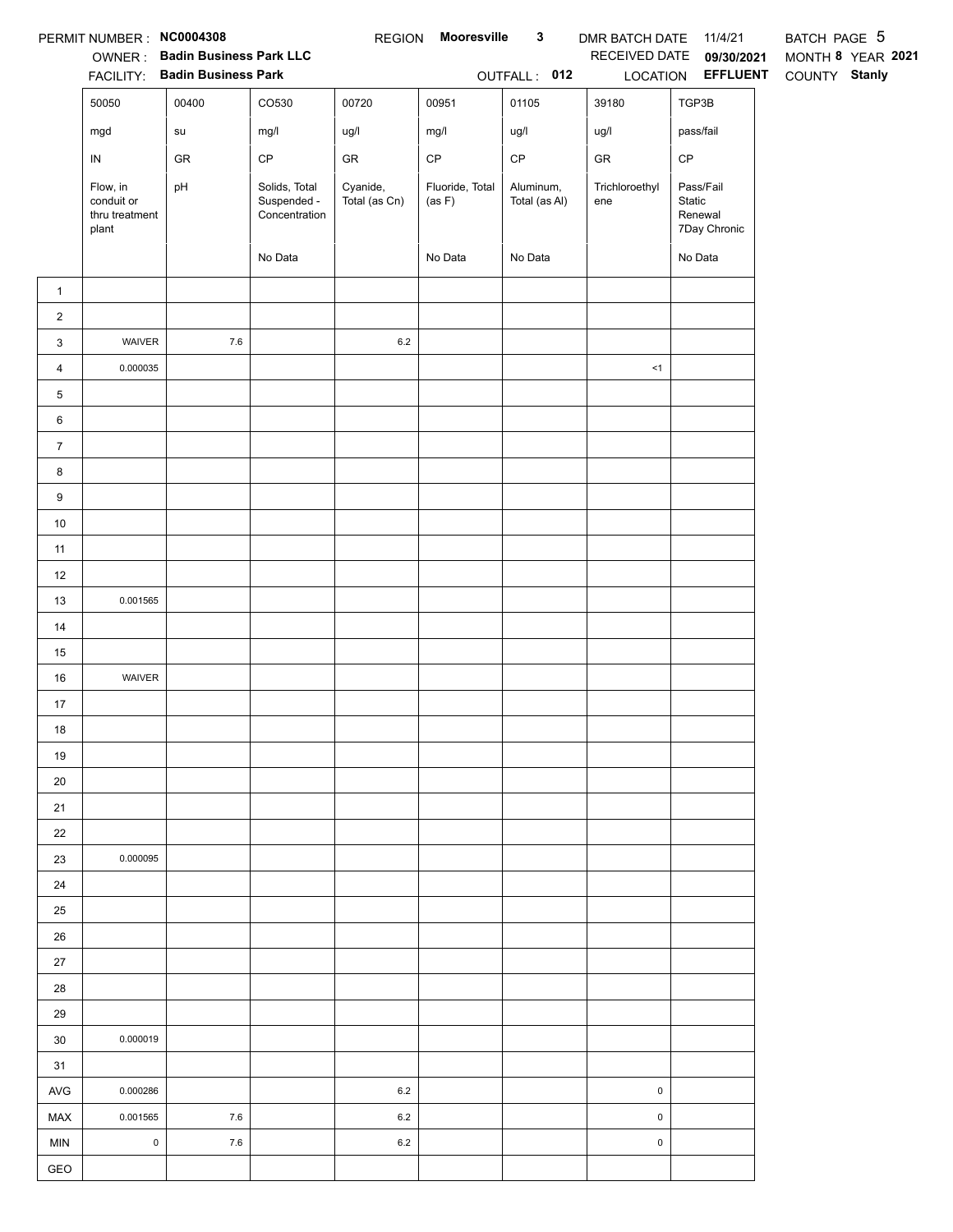PERMIT NUMBER : **NC0004308** REGION **Mooresville 3** DMR BATCH DATE 11/4/21 BATCH PAGE 5

OWNER : **Badin Business Park LLC** RECEIVED DATE **09/30/2021** MONTH **8** YEAR **2021**

FACILITY: **Badin Business Park** OUTFALL : **012** LOCATION **EFFLUENT** COUNTY **Stanly**

| | 50050 | 00400 | CO530 | 00720 | 00951 | 01105 | 39180 | TGP3B |
|---|---|---|---|---|---|---|---|---|
| | mgd | su | mg/l | ug/l | mg/l | ug/l | ug/l | pass/fail |
| | IN | GR | CP | GR | CP | CP | GR | CP |
| | Flow, in conduit or thru treatment plant | pH | Solids, Total Suspended - Concentration | Cyanide, Total (as Cn) | Fluoride, Total (as F) | Aluminum, Total (as Al) | Trichloroethylene | Pass/Fail Static Renewal 7Day Chronic |
| | | | No Data | | No Data | No Data | | No Data |
| 1 | | | | | | | | |
| 2 | | | | | | | | |
| 3 | WAIVER | 7.6 | | 6.2 | | | | |
| 4 | 0.000035 | | | | | | <1 | |
| 5 | | | | | | | | |
| 6 | | | | | | | | |
| 7 | | | | | | | | |
| 8 | | | | | | | | |
| 9 | | | | | | | | |
| 10 | | | | | | | | |
| 11 | | | | | | | | |
| 12 | | | | | | | | |
| 13 | 0.001565 | | | | | | | |
| 14 | | | | | | | | |
| 15 | | | | | | | | |
| 16 | WAIVER | | | | | | | |
| 17 | | | | | | | | |
| 18 | | | | | | | | |
| 19 | | | | | | | | |
| 20 | | | | | | | | |
| 21 | | | | | | | | |
| 22 | | | | | | | | |
| 23 | 0.000095 | | | | | | | |
| 24 | | | | | | | | |
| 25 | | | | | | | | |
| 26 | | | | | | | | |
| 27 | | | | | | | | |
| 28 | | | | | | | | |
| 29 | | | | | | | | |
| 30 | 0.000019 | | | | | | | |
| 31 | | | | | | | | |
| AVG | 0.000286 | | | 6.2 | | | 0 | |
| MAX | 0.001565 | 7.6 | | 6.2 | | | 0 | |
| MIN | 0 | 7.6 | | 6.2 | | | 0 | |
| GEO | | | | | | | | |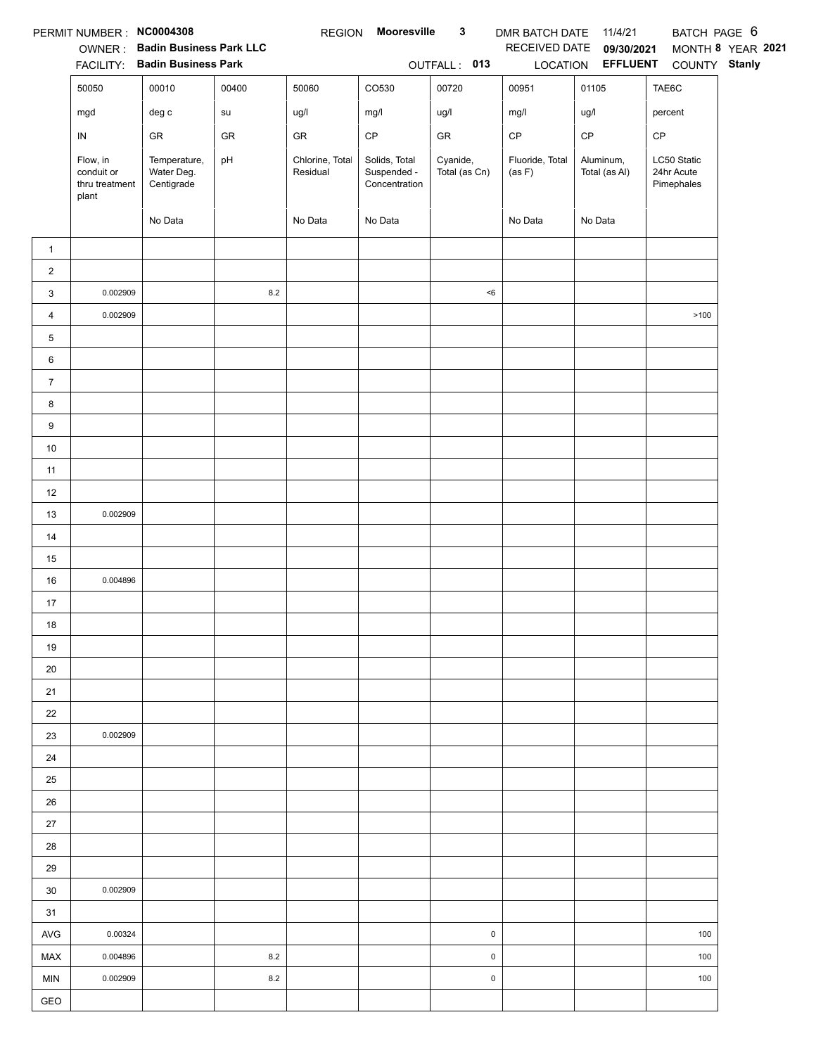PERMIT NUMBER : **NC0004308** REGION **Mooresville 3** DMR BATCH DATE 11/4/21 BATCH PAGE 6

OWNER : **Badin Business Park LLC** RECEIVED DATE **09/30/2021** MONTH **8** YEAR **2021**

FACILITY: **Badin Business Park** OUTFALL : **013** LOCATION **EFFLUENT** COUNTY **Stanly**

| | 50050 | 00010 | 00400 | 50060 | CO530 | 00720 | 00951 | 01105 | TAE6C |
|---|---|---|---|---|---|---|---|---|---|
| | mgd | deg c | su | ug/l | mg/l | ug/l | mg/l | ug/l | percent |
| | IN | GR | GR | GR | CP | GR | CP | CP | CP |
| | Flow, in conduit or thru treatment plant | Temperature, Water Deg. Centigrade | pH | Chlorine, Total Residual | Solids, Total Suspended - Concentration | Cyanide, Total (as Cn) | Fluoride, Total (as F) | Aluminum, Total (as Al) | LC50 Static 24hr Acute Pimephales |
| | | No Data | | No Data | No Data | | No Data | No Data | |
| 1 | | | | | | | | | |
| 2 | | | | | | | | | |
| 3 | 0.002909 | | 8.2 | | | <6 | | | |
| 4 | 0.002909 | | | | | | | | >100 |
| 5 | | | | | | | | | |
| 6 | | | | | | | | | |
| 7 | | | | | | | | | |
| 8 | | | | | | | | | |
| 9 | | | | | | | | | |
| 10 | | | | | | | | | |
| 11 | | | | | | | | | |
| 12 | | | | | | | | | |
| 13 | 0.002909 | | | | | | | | |
| 14 | | | | | | | | | |
| 15 | | | | | | | | | |
| 16 | 0.004896 | | | | | | | | |
| 17 | | | | | | | | | |
| 18 | | | | | | | | | |
| 19 | | | | | | | | | |
| 20 | | | | | | | | | |
| 21 | | | | | | | | | |
| 22 | | | | | | | | | |
| 23 | 0.002909 | | | | | | | | |
| 24 | | | | | | | | | |
| 25 | | | | | | | | | |
| 26 | | | | | | | | | |
| 27 | | | | | | | | | |
| 28 | | | | | | | | | |
| 29 | | | | | | | | | |
| 30 | 0.002909 | | | | | | | | |
| 31 | | | | | | | | | |
| AVG | 0.00324 | | | | | 0 | | | 100 |
| MAX | 0.004896 | | 8.2 | | | 0 | | | 100 |
| MIN | 0.002909 | | 8.2 | | | 0 | | | 100 |
| GEO | | | | | | | | | |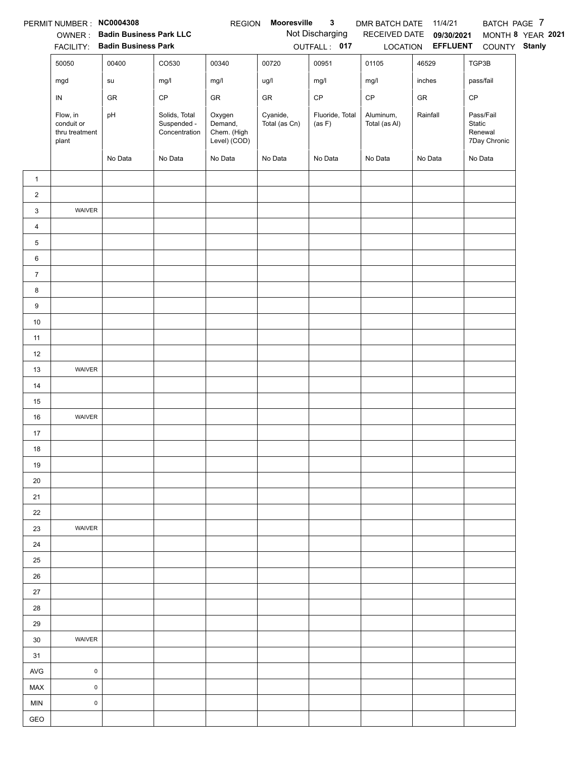PERMIT NUMBER : **NC0004308** REGION **Mooresville 3** DMR BATCH DATE 11/4/21 BATCH PAGE 7

OWNER : **Badin Business Park LLC** Not Discharging RECEIVED DATE **09/30/2021** MONTH **8** YEAR **2021**

FACILITY: **Badin Business Park** OUTFALL : **017** LOCATION **EFFLUENT** COUNTY **Stanly**

| | 50050 | 00400 | CO530 | 00340 | 00720 | 00951 | 01105 | 46529 | TGP3B |
|---|---|---|---|---|---|---|---|---|---|
| | mgd | su | mg/l | mg/l | ug/l | mg/l | mg/l | inches | pass/fail |
| | IN | GR | CP | GR | GR | CP | CP | GR | CP |
| | Flow, in conduit or thru treatment plant | pH | Solids, Total Suspended - Concentration | Oxygen Demand, Chem. (High Level) (COD) | Cyanide, Total (as Cn) | Fluoride, Total (as F) | Aluminum, Total (as Al) | Rainfall | Pass/Fail Static Renewal 7Day Chronic |
| | | No Data | No Data | No Data | No Data | No Data | No Data | No Data | No Data |
| 1 | | | | | | | | | |
| 2 | | | | | | | | | |
| 3 | WAIVER | | | | | | | | |
| 4 | | | | | | | | | |
| 5 | | | | | | | | | |
| 6 | | | | | | | | | |
| 7 | | | | | | | | | |
| 8 | | | | | | | | | |
| 9 | | | | | | | | | |
| 10 | | | | | | | | | |
| 11 | | | | | | | | | |
| 12 | | | | | | | | | |
| 13 | WAIVER | | | | | | | | |
| 14 | | | | | | | | | |
| 15 | | | | | | | | | |
| 16 | WAIVER | | | | | | | | |
| 17 | | | | | | | | | |
| 18 | | | | | | | | | |
| 19 | | | | | | | | | |
| 20 | | | | | | | | | |
| 21 | | | | | | | | | |
| 22 | | | | | | | | | |
| 23 | WAIVER | | | | | | | | |
| 24 | | | | | | | | | |
| 25 | | | | | | | | | |
| 26 | | | | | | | | | |
| 27 | | | | | | | | | |
| 28 | | | | | | | | | |
| 29 | | | | | | | | | |
| 30 | WAIVER | | | | | | | | |
| 31 | | | | | | | | | |
| AVG | 0 | | | | | | | | |
| MAX | 0 | | | | | | | | |
| MIN | 0 | | | | | | | | |
| GEO | | | | | | | | | |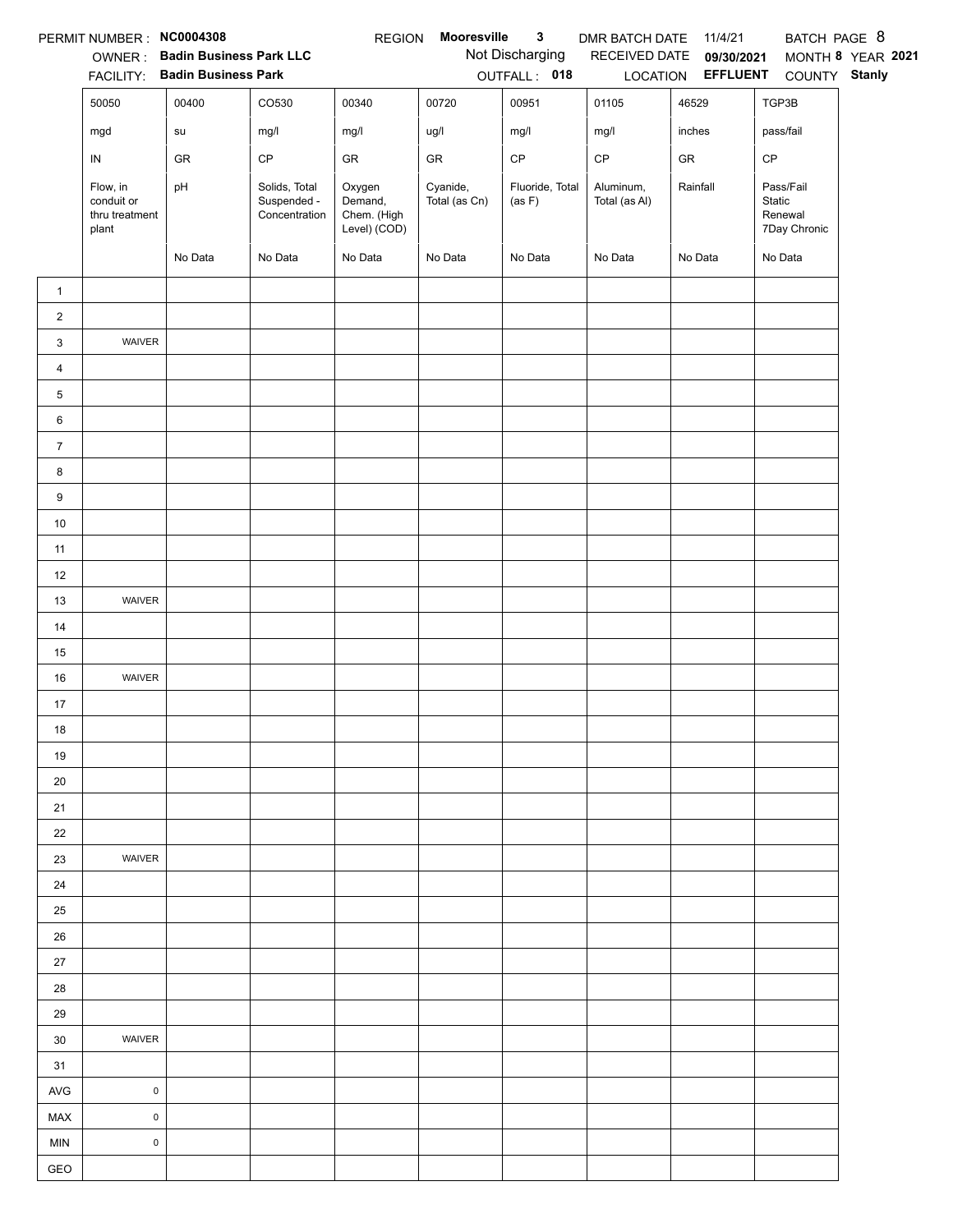PERMIT NUMBER : **NC0004308** REGION **Mooresville 3** DMR BATCH DATE 11/4/21 BATCH PAGE 8

OWNER : **Badin Business Park LLC** Not Discharging RECEIVED DATE **09/30/2021** MONTH **8** YEAR **2021**

FACILITY: **Badin Business Park** OUTFALL : **018** LOCATION **EFFLUENT** COUNTY **Stanly**

| | 50050 | 00400 | CO530 | 00340 | 00720 | 00951 | 01105 | 46529 | TGP3B |
|---|---|---|---|---|---|---|---|---|---|
| | mgd | su | mg/l | mg/l | ug/l | mg/l | mg/l | inches | pass/fail |
| | IN | GR | CP | GR | GR | CP | CP | GR | CP |
| | Flow, in conduit or thru treatment plant | pH | Solids, Total Suspended - Concentration | Oxygen Demand, Chem. (High Level) (COD) | Cyanide, Total (as Cn) | Fluoride, Total (as F) | Aluminum, Total (as Al) | Rainfall | Pass/Fail Static Renewal 7Day Chronic |
| | | No Data | No Data | No Data | No Data | No Data | No Data | No Data | No Data |
| 1 | | | | | | | | | |
| 2 | | | | | | | | | |
| 3 | WAIVER | | | | | | | | |
| 4 | | | | | | | | | |
| 5 | | | | | | | | | |
| 6 | | | | | | | | | |
| 7 | | | | | | | | | |
| 8 | | | | | | | | | |
| 9 | | | | | | | | | |
| 10 | | | | | | | | | |
| 11 | | | | | | | | | |
| 12 | | | | | | | | | |
| 13 | WAIVER | | | | | | | | |
| 14 | | | | | | | | | |
| 15 | | | | | | | | | |
| 16 | WAIVER | | | | | | | | |
| 17 | | | | | | | | | |
| 18 | | | | | | | | | |
| 19 | | | | | | | | | |
| 20 | | | | | | | | | |
| 21 | | | | | | | | | |
| 22 | | | | | | | | | |
| 23 | WAIVER | | | | | | | | |
| 24 | | | | | | | | | |
| 25 | | | | | | | | | |
| 26 | | | | | | | | | |
| 27 | | | | | | | | | |
| 28 | | | | | | | | | |
| 29 | | | | | | | | | |
| 30 | WAIVER | | | | | | | | |
| 31 | | | | | | | | | |
| AVG | 0 | | | | | | | | |
| MAX | 0 | | | | | | | | |
| MIN | 0 | | | | | | | | |
| GEO | | | | | | | | | |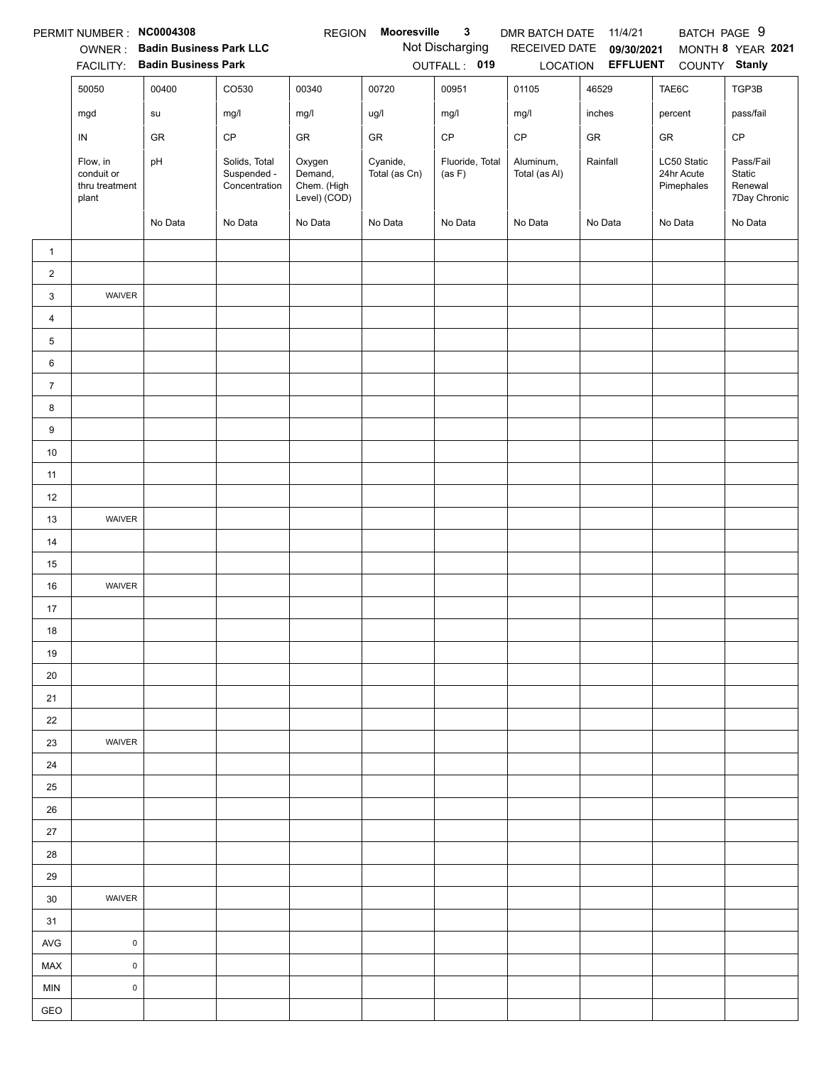PERMIT NUMBER : **NC0004308** REGION **Mooresville 3** DMR BATCH DATE 11/4/21 BATCH PAGE 9

OWNER : **Badin Business Park LLC** Not Discharging RECEIVED DATE **09/30/2021** MONTH **8** YEAR **2021**

FACILITY: **Badin Business Park** OUTFALL : **019** LOCATION **EFFLUENT** COUNTY **Stanly**

| | 50050 | 00400 | CO530 | 00340 | 00720 | 00951 | 01105 | 46529 | TAE6C | TGP3B |
|---|---|---|---|---|---|---|---|---|---|---|
| | mgd | su | mg/l | mg/l | ug/l | mg/l | mg/l | inches | percent | pass/fail |
| | IN | GR | CP | GR | GR | CP | CP | GR | GR | CP |
| | Flow, in conduit or thru treatment plant | pH | Solids, Total Suspended - Concentration | Oxygen Demand, Chem. (High Level) (COD) | Cyanide, Total (as Cn) | Fluoride, Total (as F) | Aluminum, Total (as Al) | Rainfall | LC50 Static 24hr Acute Pimephales | Pass/Fail Static Renewal 7Day Chronic |
| | | No Data | No Data | No Data | No Data | No Data | No Data | No Data | No Data | No Data |
| 1 | | | | | | | | | | |
| 2 | | | | | | | | | | |
| 3 | WAIVER | | | | | | | | | |
| 4 | | | | | | | | | | |
| 5 | | | | | | | | | | |
| 6 | | | | | | | | | | |
| 7 | | | | | | | | | | |
| 8 | | | | | | | | | | |
| 9 | | | | | | | | | | |
| 10 | | | | | | | | | | |
| 11 | | | | | | | | | | |
| 12 | | | | | | | | | | |
| 13 | WAIVER | | | | | | | | | |
| 14 | | | | | | | | | | |
| 15 | | | | | | | | | | |
| 16 | WAIVER | | | | | | | | | |
| 17 | | | | | | | | | | |
| 18 | | | | | | | | | | |
| 19 | | | | | | | | | | |
| 20 | | | | | | | | | | |
| 21 | | | | | | | | | | |
| 22 | | | | | | | | | | |
| 23 | WAIVER | | | | | | | | | |
| 24 | | | | | | | | | | |
| 25 | | | | | | | | | | |
| 26 | | | | | | | | | | |
| 27 | | | | | | | | | | |
| 28 | | | | | | | | | | |
| 29 | | | | | | | | | | |
| 30 | WAIVER | | | | | | | | | |
| 31 | | | | | | | | | | |
| AVG | 0 | | | | | | | | | |
| MAX | 0 | | | | | | | | | |
| MIN | 0 | | | | | | | | | |
| GEO | | | | | | | | | | |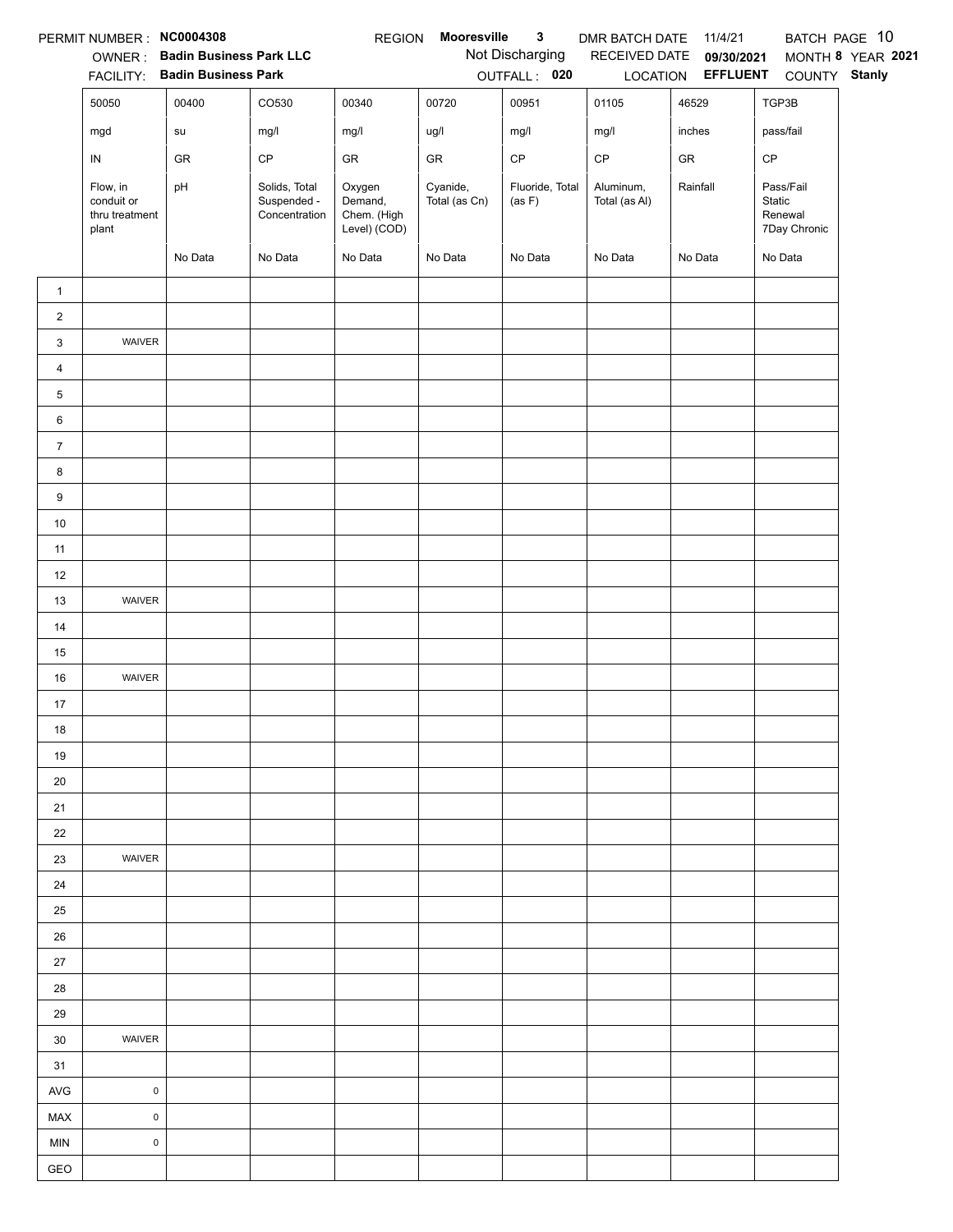PERMIT NUMBER : **NC0004308** REGION **Mooresville 3** DMR BATCH DATE 11/4/21 BATCH PAGE 10

OWNER : **Badin Business Park LLC** Not Discharging RECEIVED DATE **09/30/2021** MONTH **8** YEAR **2021**

FACILITY: **Badin Business Park** OUTFALL : **020** LOCATION **EFFLUENT** COUNTY **Stanly**

| | 50050 | 00400 | CO530 | 00340 | 00720 | 00951 | 01105 | 46529 | TGP3B |
|---|---|---|---|---|---|---|---|---|---|
| | mgd | su | mg/l | mg/l | ug/l | mg/l | mg/l | inches | pass/fail |
| | IN | GR | CP | GR | GR | CP | CP | GR | CP |
| | Flow, in conduit or thru treatment plant | pH | Solids, Total Suspended - Concentration | Oxygen Demand, Chem. (High Level) (COD) | Cyanide, Total (as Cn) | Fluoride, Total (as F) | Aluminum, Total (as Al) | Rainfall | Pass/Fail Static Renewal 7Day Chronic |
| | | No Data | No Data | No Data | No Data | No Data | No Data | No Data | No Data |
| 1 | | | | | | | | | |
| 2 | | | | | | | | | |
| 3 | WAIVER | | | | | | | | |
| 4 | | | | | | | | | |
| 5 | | | | | | | | | |
| 6 | | | | | | | | | |
| 7 | | | | | | | | | |
| 8 | | | | | | | | | |
| 9 | | | | | | | | | |
| 10 | | | | | | | | | |
| 11 | | | | | | | | | |
| 12 | | | | | | | | | |
| 13 | WAIVER | | | | | | | | |
| 14 | | | | | | | | | |
| 15 | | | | | | | | | |
| 16 | WAIVER | | | | | | | | |
| 17 | | | | | | | | | |
| 18 | | | | | | | | | |
| 19 | | | | | | | | | |
| 20 | | | | | | | | | |
| 21 | | | | | | | | | |
| 22 | | | | | | | | | |
| 23 | WAIVER | | | | | | | | |
| 24 | | | | | | | | | |
| 25 | | | | | | | | | |
| 26 | | | | | | | | | |
| 27 | | | | | | | | | |
| 28 | | | | | | | | | |
| 29 | | | | | | | | | |
| 30 | WAIVER | | | | | | | | |
| 31 | | | | | | | | | |
| AVG | 0 | | | | | | | | |
| MAX | 0 | | | | | | | | |
| MIN | 0 | | | | | | | | |
| GEO | | | | | | | | | |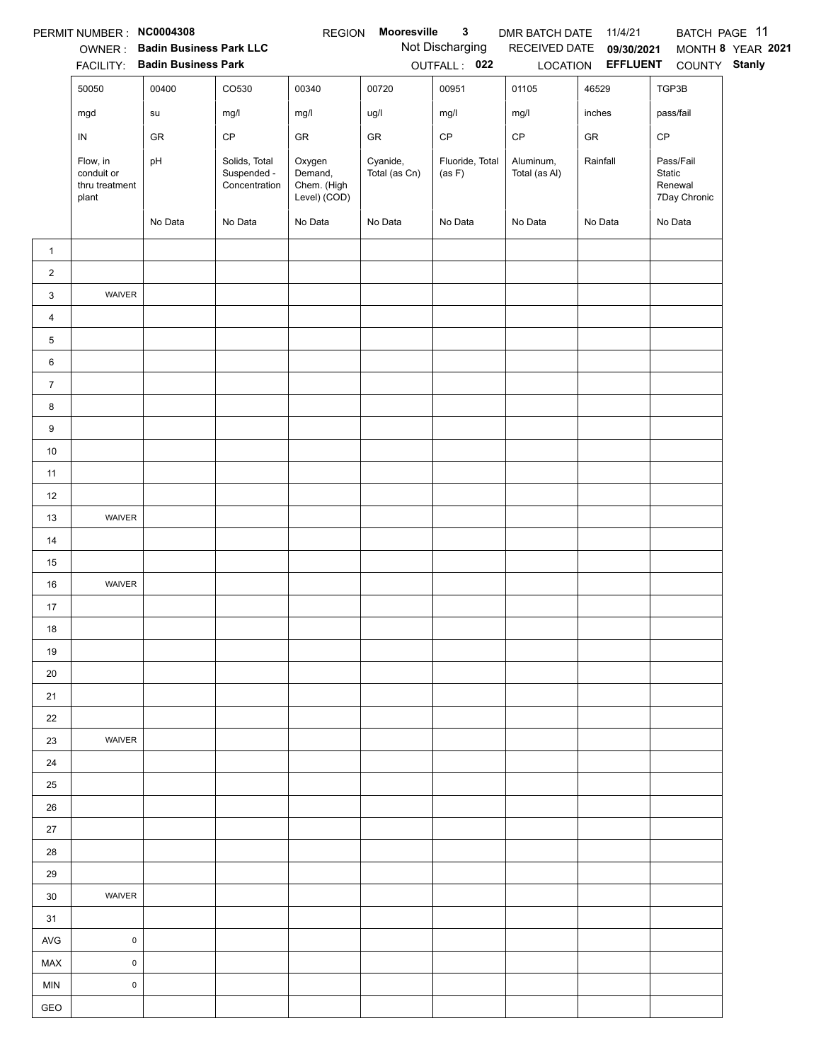PERMIT NUMBER : **NC0004308** REGION **Mooresville 3** DMR BATCH DATE 11/4/21 BATCH PAGE 11

OWNER : **Badin Business Park LLC** Not Discharging RECEIVED DATE **09/30/2021** MONTH **8** YEAR **2021**

FACILITY: **Badin Business Park** OUTFALL : **022** LOCATION **EFFLUENT** COUNTY **Stanly**

| | 50050 | 00400 | CO530 | 00340 | 00720 | 00951 | 01105 | 46529 | TGP3B |
|---|---|---|---|---|---|---|---|---|---|
| | mgd | su | mg/l | mg/l | ug/l | mg/l | mg/l | inches | pass/fail |
| | IN | GR | CP | GR | GR | CP | CP | GR | CP |
| | Flow, in conduit or thru treatment plant | pH | Solids, Total Suspended - Concentration | Oxygen Demand, Chem. (High Level) (COD) | Cyanide, Total (as Cn) | Fluoride, Total (as F) | Aluminum, Total (as Al) | Rainfall | Pass/Fail Static Renewal 7Day Chronic |
| | | No Data | No Data | No Data | No Data | No Data | No Data | No Data | No Data |
| 1 | | | | | | | | | |
| 2 | | | | | | | | | |
| 3 | WAIVER | | | | | | | | |
| 4 | | | | | | | | | |
| 5 | | | | | | | | | |
| 6 | | | | | | | | | |
| 7 | | | | | | | | | |
| 8 | | | | | | | | | |
| 9 | | | | | | | | | |
| 10 | | | | | | | | | |
| 11 | | | | | | | | | |
| 12 | | | | | | | | | |
| 13 | WAIVER | | | | | | | | |
| 14 | | | | | | | | | |
| 15 | | | | | | | | | |
| 16 | WAIVER | | | | | | | | |
| 17 | | | | | | | | | |
| 18 | | | | | | | | | |
| 19 | | | | | | | | | |
| 20 | | | | | | | | | |
| 21 | | | | | | | | | |
| 22 | | | | | | | | | |
| 23 | WAIVER | | | | | | | | |
| 24 | | | | | | | | | |
| 25 | | | | | | | | | |
| 26 | | | | | | | | | |
| 27 | | | | | | | | | |
| 28 | | | | | | | | | |
| 29 | | | | | | | | | |
| 30 | WAIVER | | | | | | | | |
| 31 | | | | | | | | | |
| AVG | 0 | | | | | | | | |
| MAX | 0 | | | | | | | | |
| MIN | 0 | | | | | | | | |
| GEO | | | | | | | | | |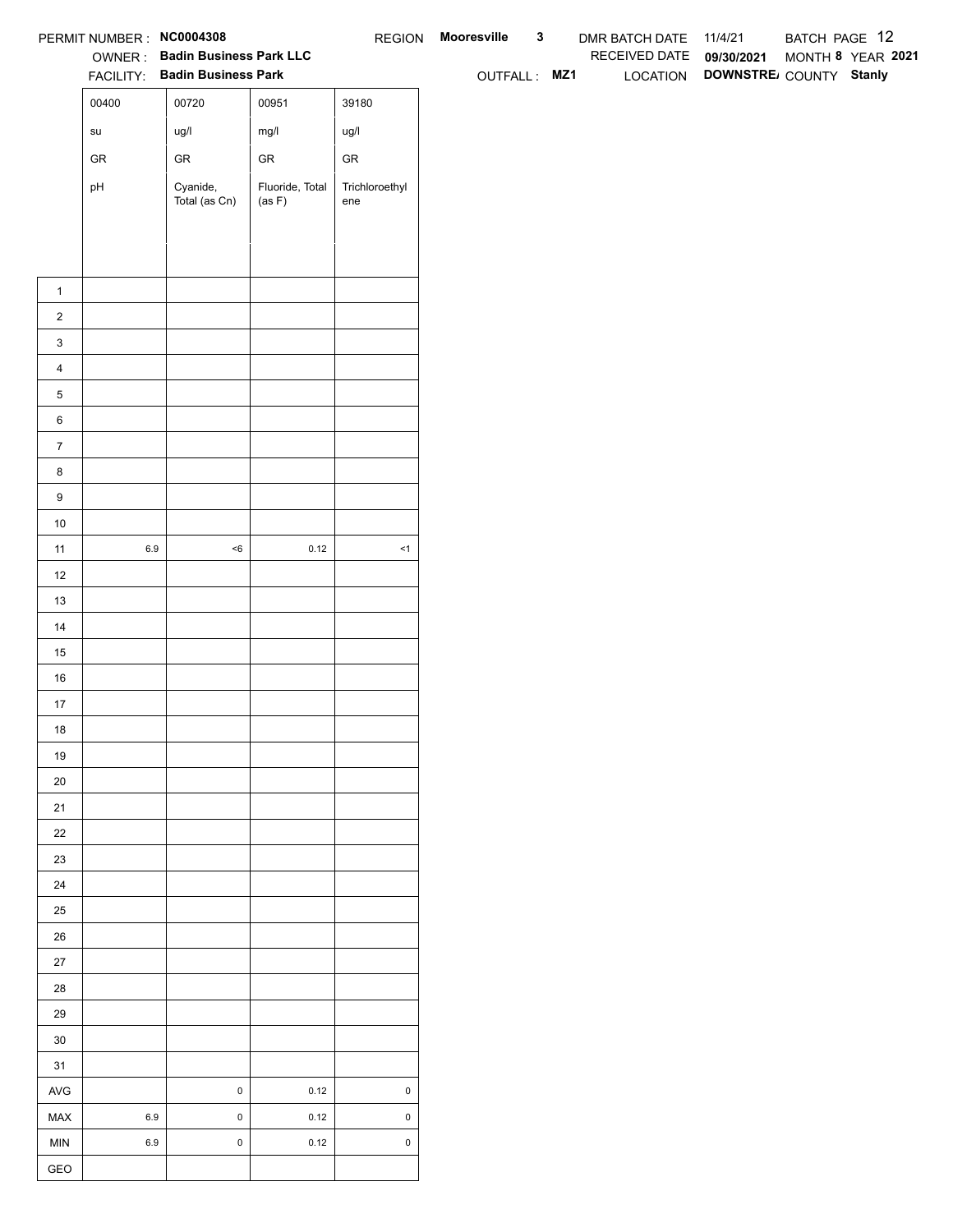PERMIT NUMBER : **NC0004308** REGION **Mooresville** **3** DMR BATCH DATE 11/4/21 BATCH PAGE 12

OWNER : **Badin Business Park LLC** RECEIVED DATE **09/30/2021** MONTH **8** YEAR **2021**

FACILITY: **Badin Business Park** OUTFALL : **MZ1** LOCATION **DOWNSTRE/** COUNTY **Stanly**

| | 00400 | 00720 | 00951 | 39180 |
|---|---|---|---|---|
| | su | ug/l | mg/l | ug/l |
| | GR | GR | GR | GR |
| | pH | Cyanide, Total (as Cn) | Fluoride, Total (as F) | Trichloroethylene |
| 1 | | | | |
| 2 | | | | |
| 3 | | | | |
| 4 | | | | |
| 5 | | | | |
| 6 | | | | |
| 7 | | | | |
| 8 | | | | |
| 9 | | | | |
| 10 | | | | |
| 11 | 6.9 | <6 | 0.12 | <1 |
| 12 | | | | |
| 13 | | | | |
| 14 | | | | |
| 15 | | | | |
| 16 | | | | |
| 17 | | | | |
| 18 | | | | |
| 19 | | | | |
| 20 | | | | |
| 21 | | | | |
| 22 | | | | |
| 23 | | | | |
| 24 | | | | |
| 25 | | | | |
| 26 | | | | |
| 27 | | | | |
| 28 | | | | |
| 29 | | | | |
| 30 | | | | |
| 31 | | | | |
| AVG | | 0 | 0.12 | 0 |
| MAX | 6.9 | 0 | 0.12 | 0 |
| MIN | 6.9 | 0 | 0.12 | 0 |
| GEO | | | | |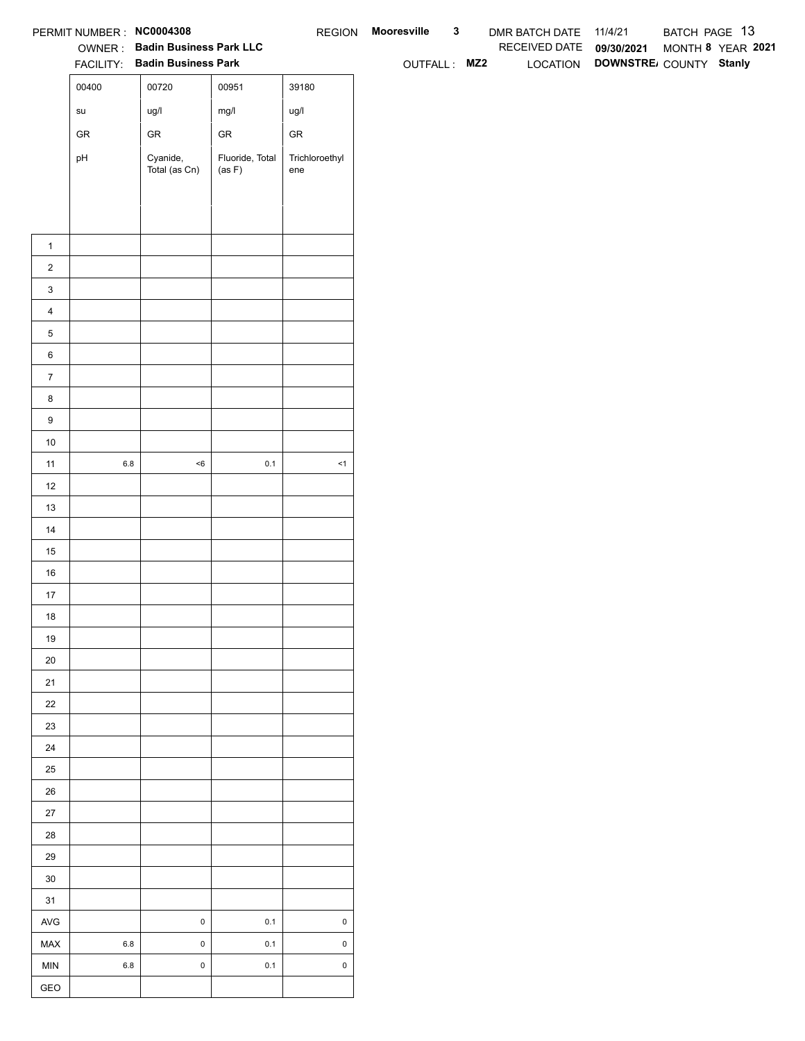PERMIT NUMBER : **NC0004308** REGION **Mooresville** **3** DMR BATCH DATE 11/4/21 BATCH PAGE 13

OWNER : **Badin Business Park LLC** RECEIVED DATE **09/30/2021** MONTH **8** YEAR **2021**

FACILITY: **Badin Business Park** OUTFALL : **MZ2** LOCATION **DOWNSTRE/** COUNTY **Stanly**

| | 00400 | 00720 | 00951 | 39180 |
|---|---|---|---|---|
| | su | ug/l | mg/l | ug/l |
| | GR | GR | GR | GR |
| | pH | Cyanide, Total (as Cn) | Fluoride, Total (as F) | Trichloroethylene |
| 1 | | | | |
| 2 | | | | |
| 3 | | | | |
| 4 | | | | |
| 5 | | | | |
| 6 | | | | |
| 7 | | | | |
| 8 | | | | |
| 9 | | | | |
| 10 | | | | |
| 11 | 6.8 | <6 | 0.1 | <1 |
| 12 | | | | |
| 13 | | | | |
| 14 | | | | |
| 15 | | | | |
| 16 | | | | |
| 17 | | | | |
| 18 | | | | |
| 19 | | | | |
| 20 | | | | |
| 21 | | | | |
| 22 | | | | |
| 23 | | | | |
| 24 | | | | |
| 25 | | | | |
| 26 | | | | |
| 27 | | | | |
| 28 | | | | |
| 29 | | | | |
| 30 | | | | |
| 31 | | | | |
| AVG | | 0 | 0.1 | 0 |
| MAX | 6.8 | 0 | 0.1 | 0 |
| MIN | 6.8 | 0 | 0.1 | 0 |
| GEO | | | | |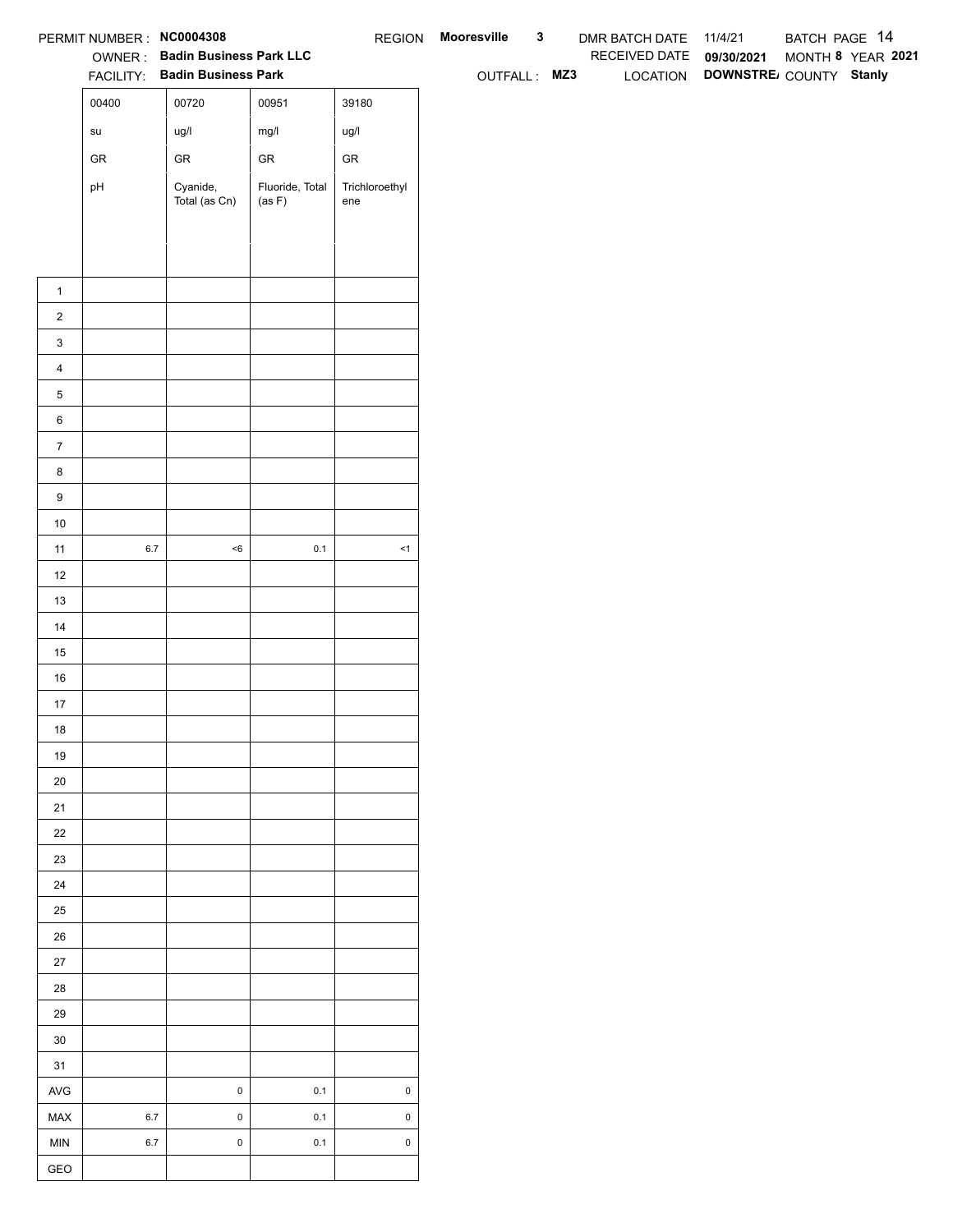PERMIT NUMBER : **NC0004308** REGION **Mooresville 3** DMR BATCH DATE 11/4/21 BATCH PAGE 14

OWNER : **Badin Business Park LLC** RECEIVED DATE **09/30/2021** MONTH **8** YEAR **2021**

FACILITY: **Badin Business Park** OUTFALL : **MZ3** LOCATION **DOWNSTRE/** COUNTY **Stanly**

| | 00400 | 00720 | 00951 | 39180 |
|---|---|---|---|---|
| | su | ug/l | mg/l | ug/l |
| | GR | GR | GR | GR |
| | pH | Cyanide, Total (as Cn) | Fluoride, Total (as F) | Trichloroethylene |
| 1 | | | | |
| 2 | | | | |
| 3 | | | | |
| 4 | | | | |
| 5 | | | | |
| 6 | | | | |
| 7 | | | | |
| 8 | | | | |
| 9 | | | | |
| 10 | | | | |
| 11 | 6.7 | <6 | 0.1 | <1 |
| 12 | | | | |
| 13 | | | | |
| 14 | | | | |
| 15 | | | | |
| 16 | | | | |
| 17 | | | | |
| 18 | | | | |
| 19 | | | | |
| 20 | | | | |
| 21 | | | | |
| 22 | | | | |
| 23 | | | | |
| 24 | | | | |
| 25 | | | | |
| 26 | | | | |
| 27 | | | | |
| 28 | | | | |
| 29 | | | | |
| 30 | | | | |
| 31 | | | | |
| AVG | | 0 | 0.1 | 0 |
| MAX | 6.7 | 0 | 0.1 | 0 |
| MIN | 6.7 | 0 | 0.1 | 0 |
| GEO | | | | |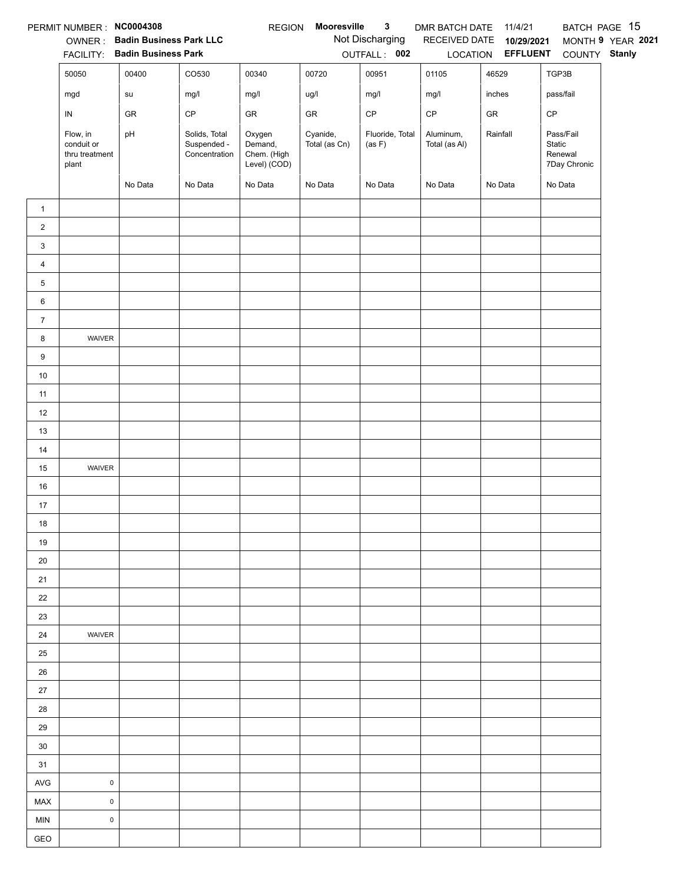PERMIT NUMBER : **NC0004308** REGION **Mooresville 3** DMR BATCH DATE 11/4/21 BATCH PAGE 15

OWNER : **Badin Business Park LLC** Not Discharging RECEIVED DATE **10/29/2021** MONTH **9** YEAR **2021**

FACILITY: **Badin Business Park** OUTFALL : **002** LOCATION **EFFLUENT** COUNTY **Stanly**

| | 50050 | 00400 | CO530 | 00340 | 00720 | 00951 | 01105 | 46529 | TGP3B |
|---|---|---|---|---|---|---|---|---|---|
| | mgd | su | mg/l | mg/l | ug/l | mg/l | mg/l | inches | pass/fail |
| | IN | GR | CP | GR | GR | CP | CP | GR | CP |
| | Flow, in conduit or thru treatment plant | pH | Solids, Total Suspended - Concentration | Oxygen Demand, Chem. (High Level) (COD) | Cyanide, Total (as Cn) | Fluoride, Total (as F) | Aluminum, Total (as Al) | Rainfall | Pass/Fail Static Renewal 7Day Chronic |
| | | No Data | No Data | No Data | No Data | No Data | No Data | No Data | No Data |
| 1 | | | | | | | | | |
| 2 | | | | | | | | | |
| 3 | | | | | | | | | |
| 4 | | | | | | | | | |
| 5 | | | | | | | | | |
| 6 | | | | | | | | | |
| 7 | | | | | | | | | |
| 8 | WAIVER | | | | | | | | |
| 9 | | | | | | | | | |
| 10 | | | | | | | | | |
| 11 | | | | | | | | | |
| 12 | | | | | | | | | |
| 13 | | | | | | | | | |
| 14 | | | | | | | | | |
| 15 | WAIVER | | | | | | | | |
| 16 | | | | | | | | | |
| 17 | | | | | | | | | |
| 18 | | | | | | | | | |
| 19 | | | | | | | | | |
| 20 | | | | | | | | | |
| 21 | | | | | | | | | |
| 22 | | | | | | | | | |
| 23 | | | | | | | | | |
| 24 | WAIVER | | | | | | | | |
| 25 | | | | | | | | | |
| 26 | | | | | | | | | |
| 27 | | | | | | | | | |
| 28 | | | | | | | | | |
| 29 | | | | | | | | | |
| 30 | | | | | | | | | |
| 31 | | | | | | | | | |
| AVG | 0 | | | | | | | | |
| MAX | 0 | | | | | | | | |
| MIN | 0 | | | | | | | | |
| GEO | | | | | | | | | |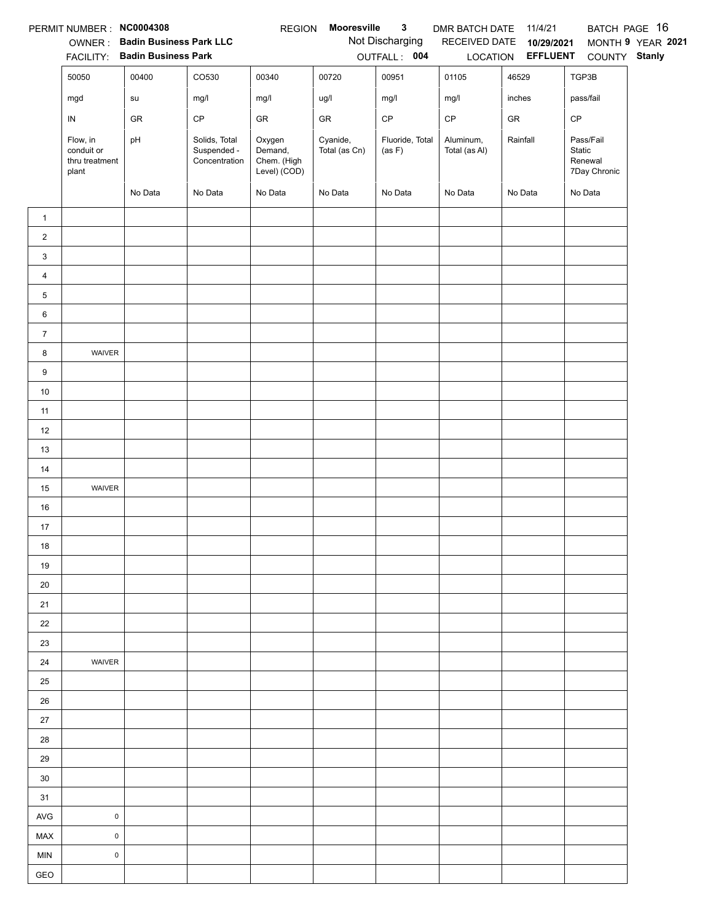PERMIT NUMBER : **NC0004308** REGION **Mooresville 3** DMR BATCH DATE 11/4/21 BATCH PAGE 16

OWNER : **Badin Business Park LLC** Not Discharging RECEIVED DATE **10/29/2021** MONTH **9** YEAR **2021**

FACILITY: **Badin Business Park** OUTFALL : **004** LOCATION **EFFLUENT** COUNTY **Stanly**

| | 50050 | 00400 | CO530 | 00340 | 00720 | 00951 | 01105 | 46529 | TGP3B |
|---|---|---|---|---|---|---|---|---|---|
| | mgd | su | mg/l | mg/l | ug/l | mg/l | mg/l | inches | pass/fail |
| | IN | GR | CP | GR | GR | CP | CP | GR | CP |
| | Flow, in conduit or thru treatment plant | pH | Solids, Total Suspended - Concentration | Oxygen Demand, Chem. (High Level) (COD) | Cyanide, Total (as Cn) | Fluoride, Total (as F) | Aluminum, Total (as Al) | Rainfall | Pass/Fail Static Renewal 7Day Chronic |
| | | No Data | No Data | No Data | No Data | No Data | No Data | No Data | No Data |
| 1 | | | | | | | | | |
| 2 | | | | | | | | | |
| 3 | | | | | | | | | |
| 4 | | | | | | | | | |
| 5 | | | | | | | | | |
| 6 | | | | | | | | | |
| 7 | | | | | | | | | |
| 8 | WAIVER | | | | | | | | |
| 9 | | | | | | | | | |
| 10 | | | | | | | | | |
| 11 | | | | | | | | | |
| 12 | | | | | | | | | |
| 13 | | | | | | | | | |
| 14 | | | | | | | | | |
| 15 | WAIVER | | | | | | | | |
| 16 | | | | | | | | | |
| 17 | | | | | | | | | |
| 18 | | | | | | | | | |
| 19 | | | | | | | | | |
| 20 | | | | | | | | | |
| 21 | | | | | | | | | |
| 22 | | | | | | | | | |
| 23 | | | | | | | | | |
| 24 | WAIVER | | | | | | | | |
| 25 | | | | | | | | | |
| 26 | | | | | | | | | |
| 27 | | | | | | | | | |
| 28 | | | | | | | | | |
| 29 | | | | | | | | | |
| 30 | | | | | | | | | |
| 31 | | | | | | | | | |
| AVG | 0 | | | | | | | | |
| MAX | 0 | | | | | | | | |
| MIN | 0 | | | | | | | | |
| GEO | | | | | | | | | |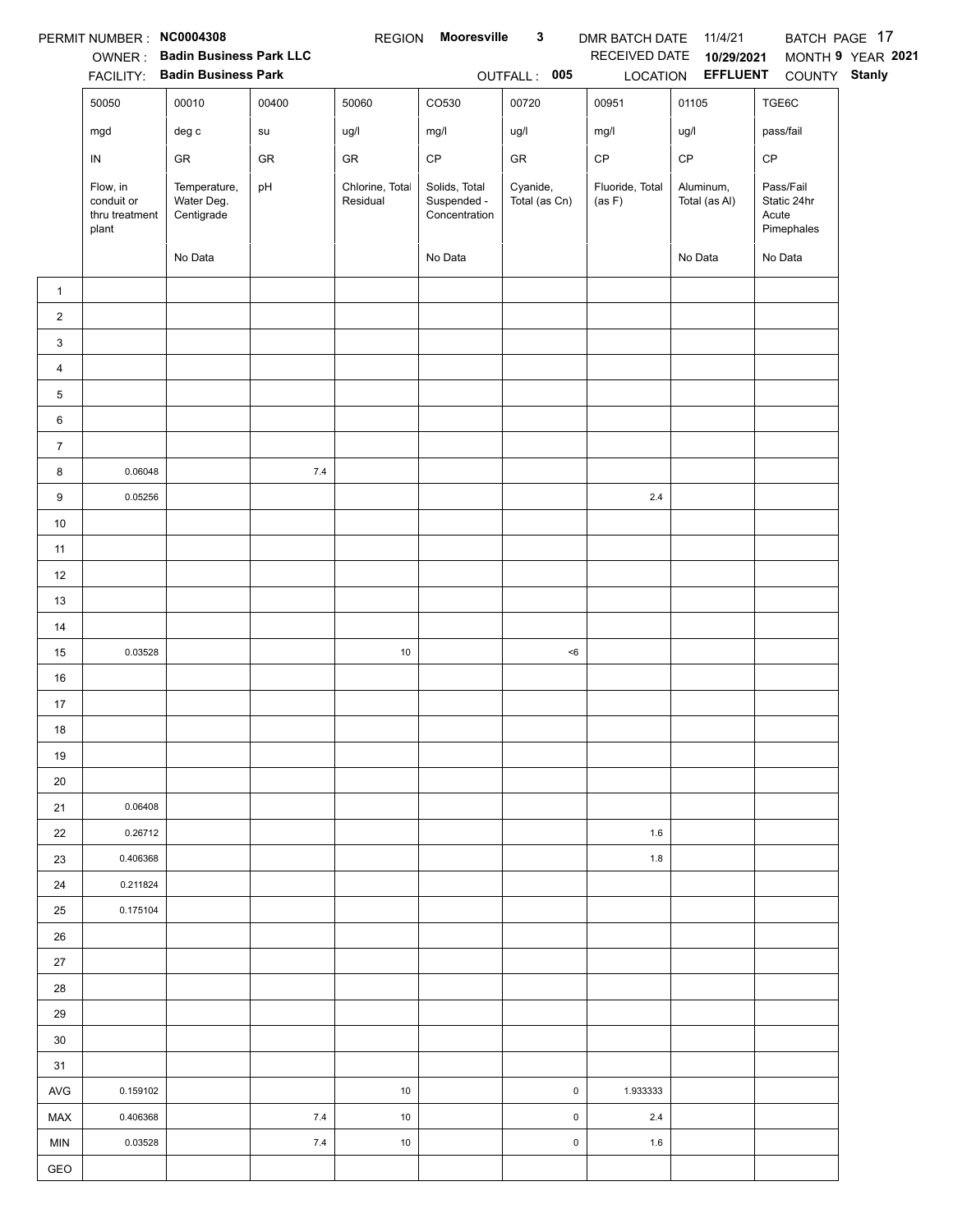PERMIT NUMBER : **NC0004308** REGION **Mooresville 3** DMR BATCH DATE 11/4/21 BATCH PAGE 17

OWNER : **Badin Business Park LLC** RECEIVED DATE **10/29/2021** MONTH **9** YEAR **2021**

FACILITY: **Badin Business Park** OUTFALL : **005** LOCATION **EFFLUENT** COUNTY **Stanly**

| | 50050 | 00010 | 00400 | 50060 | CO530 | 00720 | 00951 | 01105 | TGE6C |
|---|---|---|---|---|---|---|---|---|---|
| | mgd | deg c | su | ug/l | mg/l | ug/l | mg/l | ug/l | pass/fail |
| | IN | GR | GR | GR | CP | GR | CP | CP | CP |
| | Flow, in conduit or thru treatment plant | Temperature, Water Deg. Centigrade | pH | Chlorine, Total Residual | Solids, Total Suspended - Concentration | Cyanide, Total (as Cn) | Fluoride, Total (as F) | Aluminum, Total (as Al) | Pass/Fail Static 24hr Acute Pimephales |
| | | No Data | | | No Data | | | No Data | No Data |
| 1 | | | | | | | | | |
| 2 | | | | | | | | | |
| 3 | | | | | | | | | |
| 4 | | | | | | | | | |
| 5 | | | | | | | | | |
| 6 | | | | | | | | | |
| 7 | | | | | | | | | |
| 8 | 0.06048 | | 7.4 | | | | | | |
| 9 | 0.05256 | | | | | | 2.4 | | |
| 10 | | | | | | | | | |
| 11 | | | | | | | | | |
| 12 | | | | | | | | | |
| 13 | | | | | | | | | |
| 14 | | | | | | | | | |
| 15 | 0.03528 | | | 10 | | <6 | | | |
| 16 | | | | | | | | | |
| 17 | | | | | | | | | |
| 18 | | | | | | | | | |
| 19 | | | | | | | | | |
| 20 | | | | | | | | | |
| 21 | 0.06408 | | | | | | | | |
| 22 | 0.26712 | | | | | | 1.6 | | |
| 23 | 0.406368 | | | | | | 1.8 | | |
| 24 | 0.211824 | | | | | | | | |
| 25 | 0.175104 | | | | | | | | |
| 26 | | | | | | | | | |
| 27 | | | | | | | | | |
| 28 | | | | | | | | | |
| 29 | | | | | | | | | |
| 30 | | | | | | | | | |
| 31 | | | | | | | | | |
| AVG | 0.159102 | | | 10 | | 0 | 1.933333 | | |
| MAX | 0.406368 | | 7.4 | 10 | | 0 | 2.4 | | |
| MIN | 0.03528 | | 7.4 | 10 | | 0 | 1.6 | | |
| GEO | | | | | | | | | |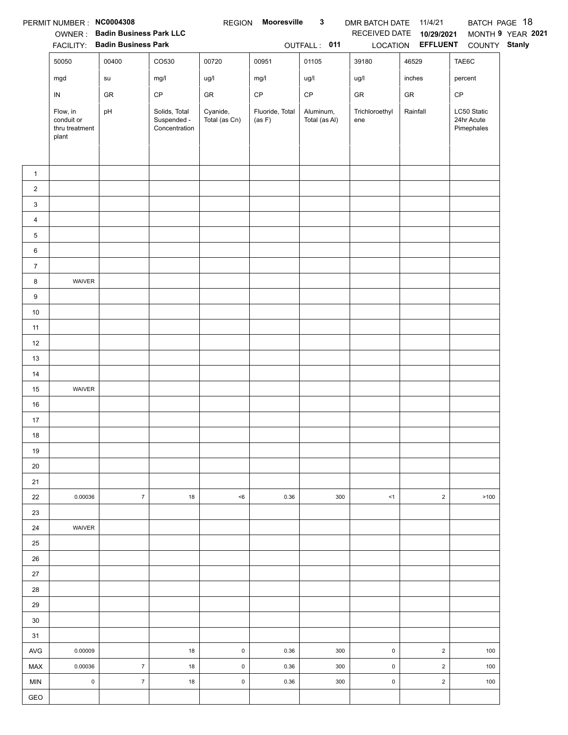PERMIT NUMBER : **NC0004308** REGION **Mooresville 3** DMR BATCH DATE 11/4/21 BATCH PAGE 18

OWNER : **Badin Business Park LLC** RECEIVED DATE **10/29/2021** MONTH **9** YEAR **2021**

FACILITY: **Badin Business Park** OUTFALL : **011** LOCATION **EFFLUENT** COUNTY **Stanly**

| | 50050 | 00400 | CO530 | 00720 | 00951 | 01105 | 39180 | 46529 | TAE6C |
|---|---|---|---|---|---|---|---|---|---|
| | mgd | su | mg/l | ug/l | mg/l | ug/l | ug/l | inches | percent |
| | IN | GR | CP | GR | CP | CP | GR | GR | CP |
| | Flow, in conduit or thru treatment plant | pH | Solids, Total Suspended - Concentration | Cyanide, Total (as Cn) | Fluoride, Total (as F) | Aluminum, Total (as Al) | Trichloroethylene | Rainfall | LC50 Static 24hr Acute Pimephales |
| 1 | | | | | | | | | |
| 2 | | | | | | | | | |
| 3 | | | | | | | | | |
| 4 | | | | | | | | | |
| 5 | | | | | | | | | |
| 6 | | | | | | | | | |
| 7 | | | | | | | | | |
| 8 | WAIVER | | | | | | | | |
| 9 | | | | | | | | | |
| 10 | | | | | | | | | |
| 11 | | | | | | | | | |
| 12 | | | | | | | | | |
| 13 | | | | | | | | | |
| 14 | | | | | | | | | |
| 15 | WAIVER | | | | | | | | |
| 16 | | | | | | | | | |
| 17 | | | | | | | | | |
| 18 | | | | | | | | | |
| 19 | | | | | | | | | |
| 20 | | | | | | | | | |
| 21 | | | | | | | | | |
| 22 | 0.00036 | 7 | 18 | <6 | 0.36 | 300 | <1 | 2 | >100 |
| 23 | | | | | | | | | |
| 24 | WAIVER | | | | | | | | |
| 25 | | | | | | | | | |
| 26 | | | | | | | | | |
| 27 | | | | | | | | | |
| 28 | | | | | | | | | |
| 29 | | | | | | | | | |
| 30 | | | | | | | | | |
| 31 | | | | | | | | | |
| AVG | 0.00009 | | 18 | 0 | 0.36 | 300 | 0 | 2 | 100 |
| MAX | 0.00036 | 7 | 18 | 0 | 0.36 | 300 | 0 | 2 | 100 |
| MIN | 0 | 7 | 18 | 0 | 0.36 | 300 | 0 | 2 | 100 |
| GEO | | | | | | | | | |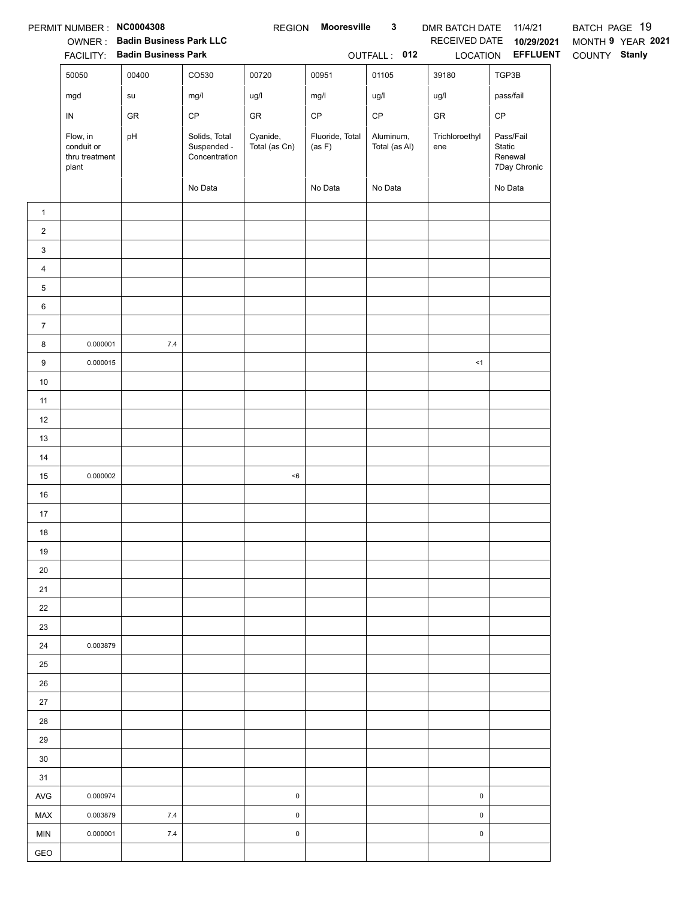PERMIT NUMBER : **NC0004308** REGION **Mooresville 3** DMR BATCH DATE 11/4/21 BATCH PAGE 19

OWNER : **Badin Business Park LLC** RECEIVED DATE **10/29/2021** MONTH **9** YEAR **2021**

FACILITY: **Badin Business Park** OUTFALL : **012** LOCATION **EFFLUENT** COUNTY **Stanly**

| | 50050 | 00400 | CO530 | 00720 | 00951 | 01105 | 39180 | TGP3B |
|---|---|---|---|---|---|---|---|---|
| | mgd | su | mg/l | ug/l | mg/l | ug/l | ug/l | pass/fail |
| | IN | GR | CP | GR | CP | CP | GR | CP |
| | Flow, in conduit or thru treatment plant | pH | Solids, Total Suspended - Concentration | Cyanide, Total (as Cn) | Fluoride, Total (as F) | Aluminum, Total (as Al) | Trichloroethylene | Pass/Fail Static Renewal 7Day Chronic |
| | | | No Data | | No Data | No Data | | No Data |
| 1 | | | | | | | | |
| 2 | | | | | | | | |
| 3 | | | | | | | | |
| 4 | | | | | | | | |
| 5 | | | | | | | | |
| 6 | | | | | | | | |
| 7 | | | | | | | | |
| 8 | 0.000001 | 7.4 | | | | | | |
| 9 | 0.000015 | | | | | | <1 | |
| 10 | | | | | | | | |
| 11 | | | | | | | | |
| 12 | | | | | | | | |
| 13 | | | | | | | | |
| 14 | | | | | | | | |
| 15 | 0.000002 | | | <6 | | | | |
| 16 | | | | | | | | |
| 17 | | | | | | | | |
| 18 | | | | | | | | |
| 19 | | | | | | | | |
| 20 | | | | | | | | |
| 21 | | | | | | | | |
| 22 | | | | | | | | |
| 23 | | | | | | | | |
| 24 | 0.003879 | | | | | | | |
| 25 | | | | | | | | |
| 26 | | | | | | | | |
| 27 | | | | | | | | |
| 28 | | | | | | | | |
| 29 | | | | | | | | |
| 30 | | | | | | | | |
| 31 | | | | | | | | |
| AVG | 0.000974 | | | 0 | | | 0 | |
| MAX | 0.003879 | 7.4 | | 0 | | | 0 | |
| MIN | 0.000001 | 7.4 | | 0 | | | 0 | |
| GEO | | | | | | | | |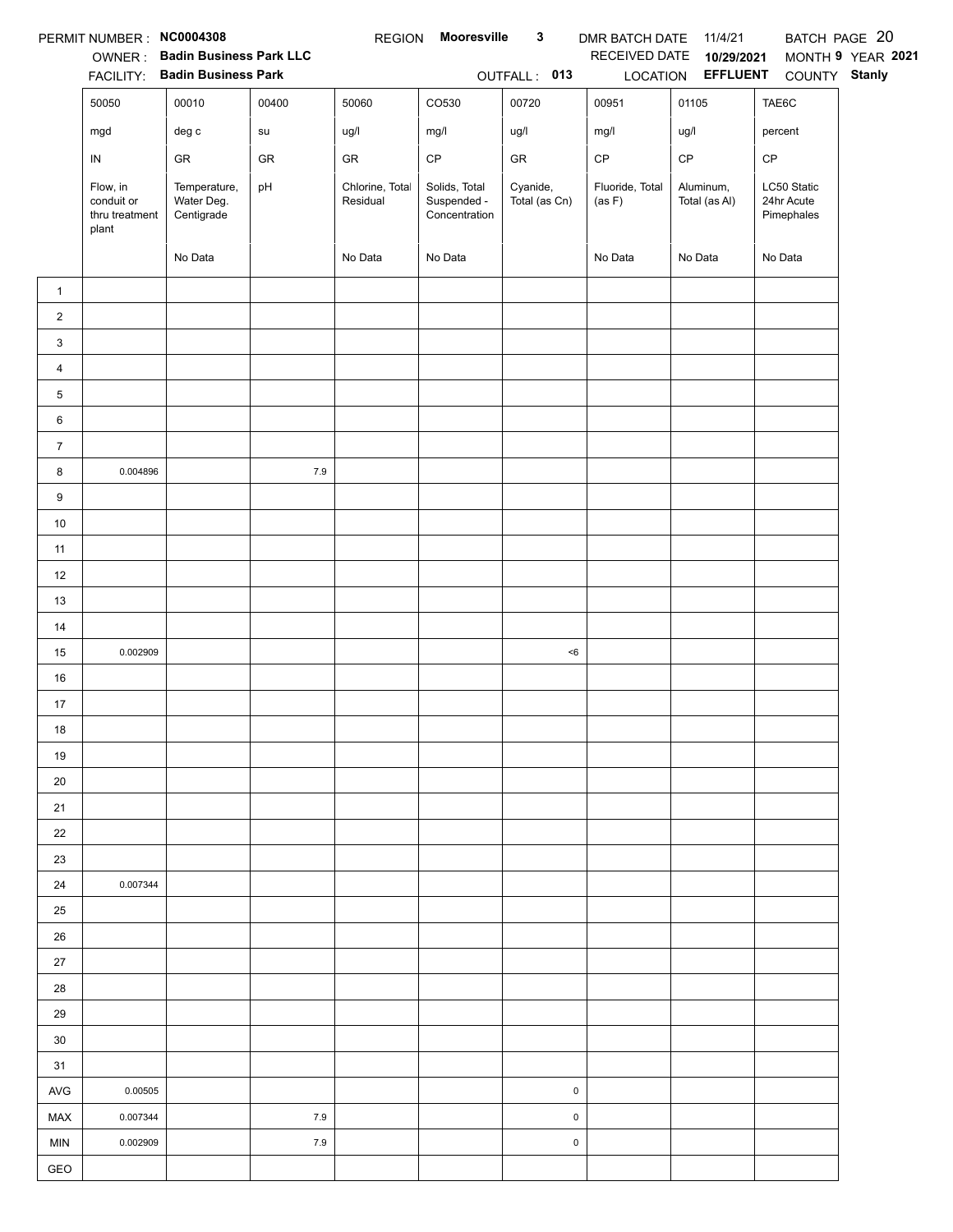PERMIT NUMBER : **NC0004308** REGION **Mooresville 3** DMR BATCH DATE 11/4/21 BATCH PAGE 20

OWNER : **Badin Business Park LLC** RECEIVED DATE **10/29/2021** MONTH **9** YEAR **2021**

FACILITY: **Badin Business Park** OUTFALL : **013** LOCATION **EFFLUENT** COUNTY **Stanly**

| | 50050 | 00010 | 00400 | 50060 | CO530 | 00720 | 00951 | 01105 | TAE6C |
|---|---|---|---|---|---|---|---|---|---|
| | mgd | deg c | su | ug/l | mg/l | ug/l | mg/l | ug/l | percent |
| | IN | GR | GR | GR | CP | GR | CP | CP | CP |
| | Flow, in conduit or thru treatment plant | Temperature, Water Deg. Centigrade | pH | Chlorine, Total Residual | Solids, Total Suspended - Concentration | Cyanide, Total (as Cn) | Fluoride, Total (as F) | Aluminum, Total (as Al) | LC50 Static 24hr Acute Pimephales |
| | | No Data | | No Data | No Data | | No Data | No Data | No Data |
| 1 | | | | | | | | | |
| 2 | | | | | | | | | |
| 3 | | | | | | | | | |
| 4 | | | | | | | | | |
| 5 | | | | | | | | | |
| 6 | | | | | | | | | |
| 7 | | | | | | | | | |
| 8 | 0.004896 | | 7.9 | | | | | | |
| 9 | | | | | | | | | |
| 10 | | | | | | | | | |
| 11 | | | | | | | | | |
| 12 | | | | | | | | | |
| 13 | | | | | | | | | |
| 14 | | | | | | | | | |
| 15 | 0.002909 | | | | | <6 | | | |
| 16 | | | | | | | | | |
| 17 | | | | | | | | | |
| 18 | | | | | | | | | |
| 19 | | | | | | | | | |
| 20 | | | | | | | | | |
| 21 | | | | | | | | | |
| 22 | | | | | | | | | |
| 23 | | | | | | | | | |
| 24 | 0.007344 | | | | | | | | |
| 25 | | | | | | | | | |
| 26 | | | | | | | | | |
| 27 | | | | | | | | | |
| 28 | | | | | | | | | |
| 29 | | | | | | | | | |
| 30 | | | | | | | | | |
| 31 | | | | | | | | | |
| AVG | 0.00505 | | | | | 0 | | | |
| MAX | 0.007344 | | 7.9 | | | 0 | | | |
| MIN | 0.002909 | | 7.9 | | | 0 | | | |
| GEO | | | | | | | | | |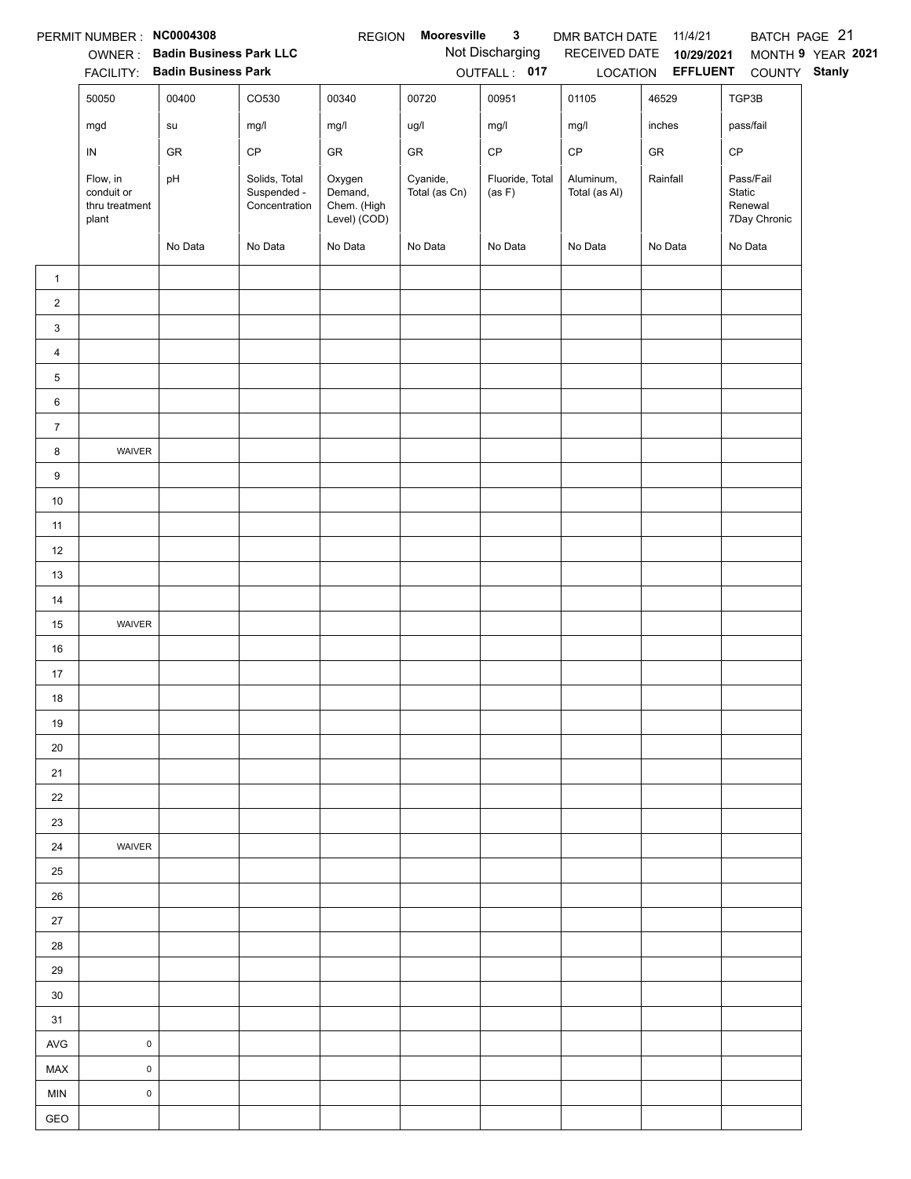PERMIT NUMBER : **NC0004308** REGION **Mooresville 3** DMR BATCH DATE 11/4/21 BATCH PAGE 21

OWNER : **Badin Business Park LLC** Not Discharging RECEIVED DATE **10/29/2021** MONTH **9** YEAR **2021**

FACILITY: **Badin Business Park** OUTFALL : **017** LOCATION **EFFLUENT** COUNTY **Stanly**

| | 50050 | 00400 | CO530 | 00340 | 00720 | 00951 | 01105 | 46529 | TGP3B |
|---|---|---|---|---|---|---|---|---|---|
| | mgd | su | mg/l | mg/l | ug/l | mg/l | mg/l | inches | pass/fail |
| | IN | GR | CP | GR | GR | CP | CP | GR | CP |
| | Flow, in conduit or thru treatment plant | pH | Solids, Total Suspended - Concentration | Oxygen Demand, Chem. (High Level) (COD) | Cyanide, Total (as Cn) | Fluoride, Total (as F) | Aluminum, Total (as Al) | Rainfall | Pass/Fail Static Renewal 7Day Chronic |
| | | No Data | No Data | No Data | No Data | No Data | No Data | No Data | No Data |
| 1 | | | | | | | | | |
| 2 | | | | | | | | | |
| 3 | | | | | | | | | |
| 4 | | | | | | | | | |
| 5 | | | | | | | | | |
| 6 | | | | | | | | | |
| 7 | | | | | | | | | |
| 8 | WAIVER | | | | | | | | |
| 9 | | | | | | | | | |
| 10 | | | | | | | | | |
| 11 | | | | | | | | | |
| 12 | | | | | | | | | |
| 13 | | | | | | | | | |
| 14 | | | | | | | | | |
| 15 | WAIVER | | | | | | | | |
| 16 | | | | | | | | | |
| 17 | | | | | | | | | |
| 18 | | | | | | | | | |
| 19 | | | | | | | | | |
| 20 | | | | | | | | | |
| 21 | | | | | | | | | |
| 22 | | | | | | | | | |
| 23 | | | | | | | | | |
| 24 | WAIVER | | | | | | | | |
| 25 | | | | | | | | | |
| 26 | | | | | | | | | |
| 27 | | | | | | | | | |
| 28 | | | | | | | | | |
| 29 | | | | | | | | | |
| 30 | | | | | | | | | |
| 31 | | | | | | | | | |
| AVG | 0 | | | | | | | | |
| MAX | 0 | | | | | | | | |
| MIN | 0 | | | | | | | | |
| GEO | | | | | | | | | |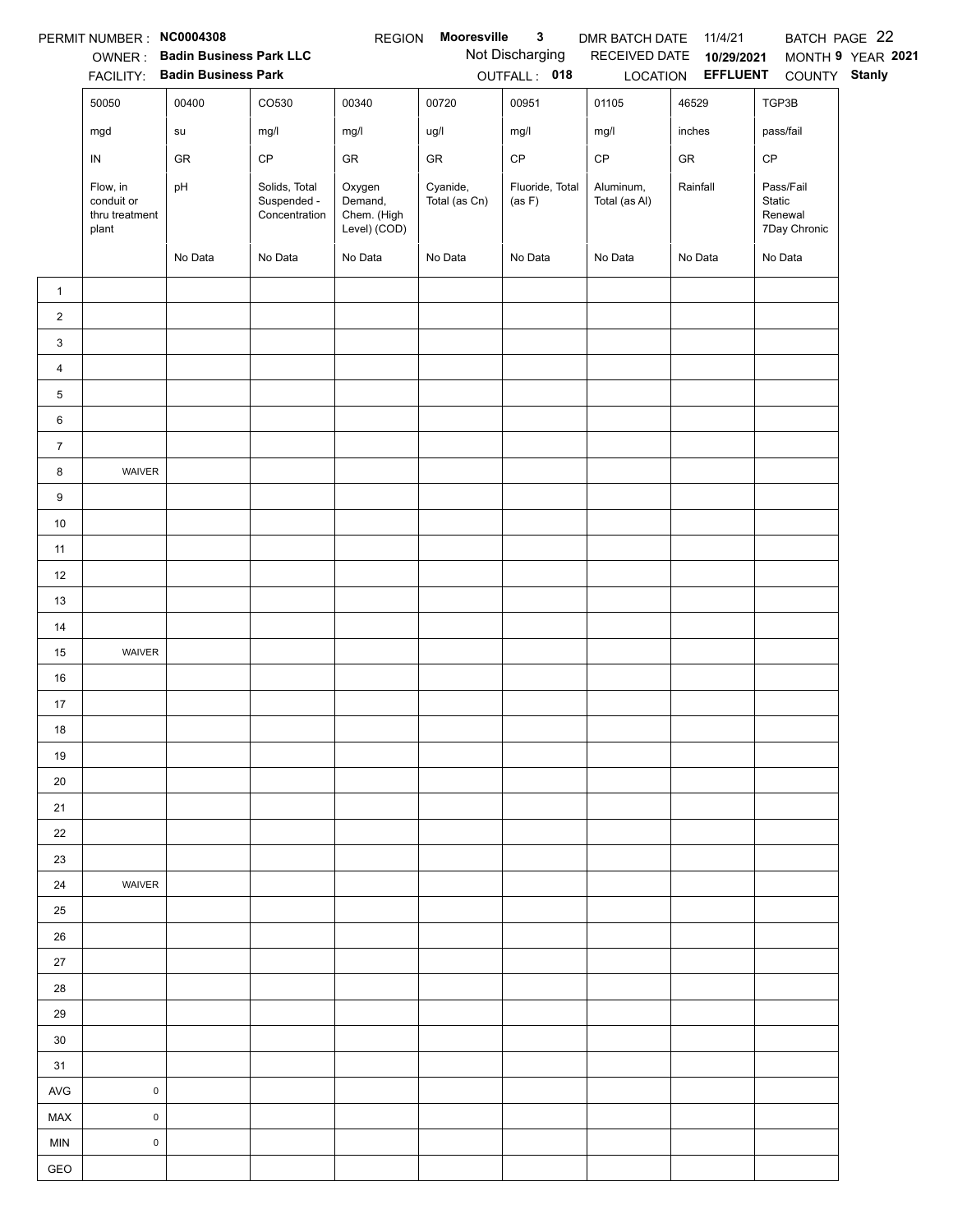PERMIT NUMBER : **NC0004308**  REGION **Mooresville 3**  DMR BATCH DATE 11/4/21  BATCH PAGE 22

OWNER : **Badin Business Park LLC**  Not Discharging  RECEIVED DATE **10/29/2021**  MONTH **9** YEAR **2021**

FACILITY: **Badin Business Park**  OUTFALL : **018**  LOCATION **EFFLUENT**  COUNTY **Stanly**

| | 50050 | 00400 | CO530 | 00340 | 00720 | 00951 | 01105 | 46529 | TGP3B |
|---|---|---|---|---|---|---|---|---|---|
| | mgd | su | mg/l | mg/l | ug/l | mg/l | mg/l | inches | pass/fail |
| | IN | GR | CP | GR | GR | CP | CP | GR | CP |
| | Flow, in conduit or thru treatment plant | pH | Solids, Total Suspended - Concentration | Oxygen Demand, Chem. (High Level) (COD) | Cyanide, Total (as Cn) | Fluoride, Total (as F) | Aluminum, Total (as Al) | Rainfall | Pass/Fail Static Renewal 7Day Chronic |
| | | No Data | No Data | No Data | No Data | No Data | No Data | No Data | No Data |
| 1 | | | | | | | | | |
| 2 | | | | | | | | | |
| 3 | | | | | | | | | |
| 4 | | | | | | | | | |
| 5 | | | | | | | | | |
| 6 | | | | | | | | | |
| 7 | | | | | | | | | |
| 8 | WAIVER | | | | | | | | |
| 9 | | | | | | | | | |
| 10 | | | | | | | | | |
| 11 | | | | | | | | | |
| 12 | | | | | | | | | |
| 13 | | | | | | | | | |
| 14 | | | | | | | | | |
| 15 | WAIVER | | | | | | | | |
| 16 | | | | | | | | | |
| 17 | | | | | | | | | |
| 18 | | | | | | | | | |
| 19 | | | | | | | | | |
| 20 | | | | | | | | | |
| 21 | | | | | | | | | |
| 22 | | | | | | | | | |
| 23 | | | | | | | | | |
| 24 | WAIVER | | | | | | | | |
| 25 | | | | | | | | | |
| 26 | | | | | | | | | |
| 27 | | | | | | | | | |
| 28 | | | | | | | | | |
| 29 | | | | | | | | | |
| 30 | | | | | | | | | |
| 31 | | | | | | | | | |
| AVG | 0 | | | | | | | | |
| MAX | 0 | | | | | | | | |
| MIN | 0 | | | | | | | | |
| GEO | | | | | | | | | |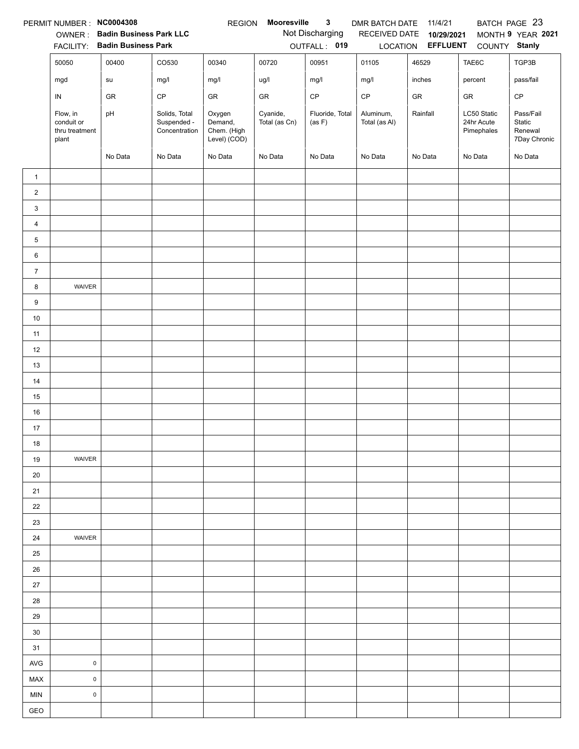PERMIT NUMBER : **NC0004308** REGION **Mooresville 3** DMR BATCH DATE 11/4/21 BATCH PAGE 23

OWNER : **Badin Business Park LLC** Not Discharging RECEIVED DATE **10/29/2021** MONTH **9** YEAR **2021**

FACILITY: **Badin Business Park** OUTFALL : **019** LOCATION **EFFLUENT** COUNTY **Stanly**

| | 50050 | 00400 | CO530 | 00340 | 00720 | 00951 | 01105 | 46529 | TAE6C | TGP3B |
|---|---|---|---|---|---|---|---|---|---|---|
| | mgd | su | mg/l | mg/l | ug/l | mg/l | mg/l | inches | percent | pass/fail |
| | IN | GR | CP | GR | GR | CP | CP | GR | GR | CP |
| | Flow, in conduit or thru treatment plant | pH | Solids, Total Suspended - Concentration | Oxygen Demand, Chem. (High Level) (COD) | Cyanide, Total (as Cn) | Fluoride, Total (as F) | Aluminum, Total (as Al) | Rainfall | LC50 Static 24hr Acute Pimephales | Pass/Fail Static Renewal 7Day Chronic |
| | | No Data | No Data | No Data | No Data | No Data | No Data | No Data | No Data | No Data |
| 1 | | | | | | | | | | |
| 2 | | | | | | | | | | |
| 3 | | | | | | | | | | |
| 4 | | | | | | | | | | |
| 5 | | | | | | | | | | |
| 6 | | | | | | | | | | |
| 7 | | | | | | | | | | |
| 8 | WAIVER | | | | | | | | | |
| 9 | | | | | | | | | | |
| 10 | | | | | | | | | | |
| 11 | | | | | | | | | | |
| 12 | | | | | | | | | | |
| 13 | | | | | | | | | | |
| 14 | | | | | | | | | | |
| 15 | | | | | | | | | | |
| 16 | | | | | | | | | | |
| 17 | | | | | | | | | | |
| 18 | | | | | | | | | | |
| 19 | WAIVER | | | | | | | | | |
| 20 | | | | | | | | | | |
| 21 | | | | | | | | | | |
| 22 | | | | | | | | | | |
| 23 | | | | | | | | | | |
| 24 | WAIVER | | | | | | | | | |
| 25 | | | | | | | | | | |
| 26 | | | | | | | | | | |
| 27 | | | | | | | | | | |
| 28 | | | | | | | | | | |
| 29 | | | | | | | | | | |
| 30 | | | | | | | | | | |
| 31 | | | | | | | | | | |
| AVG | 0 | | | | | | | | | |
| MAX | 0 | | | | | | | | | |
| MIN | 0 | | | | | | | | | |
| GEO | | | | | | | | | | |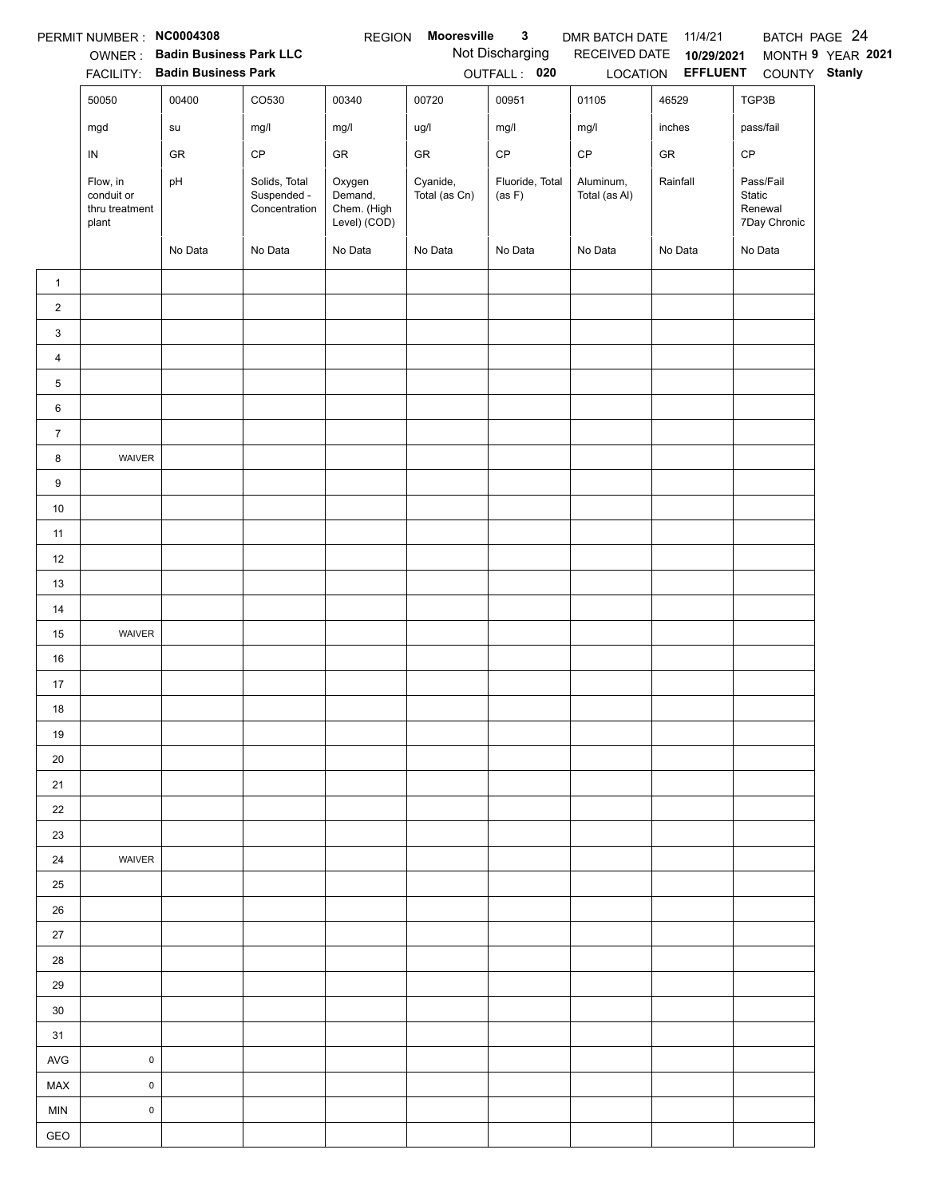PERMIT NUMBER : **NC0004308** REGION **Mooresville 3** DMR BATCH DATE 11/4/21 BATCH PAGE 24

OWNER : **Badin Business Park LLC** Not Discharging RECEIVED DATE **10/29/2021** MONTH **9** YEAR **2021**

FACILITY: **Badin Business Park** OUTFALL : **020** LOCATION **EFFLUENT** COUNTY **Stanly**

| | 50050 | 00400 | CO530 | 00340 | 00720 | 00951 | 01105 | 46529 | TGP3B |
|---|---|---|---|---|---|---|---|---|---|
| | mgd | su | mg/l | mg/l | ug/l | mg/l | mg/l | inches | pass/fail |
| | IN | GR | CP | GR | GR | CP | CP | GR | CP |
| | Flow, in conduit or thru treatment plant | pH | Solids, Total Suspended - Concentration | Oxygen Demand, Chem. (High Level) (COD) | Cyanide, Total (as Cn) | Fluoride, Total (as F) | Aluminum, Total (as Al) | Rainfall | Pass/Fail Static Renewal 7Day Chronic |
| | | No Data | No Data | No Data | No Data | No Data | No Data | No Data | No Data |
| 1 | | | | | | | | | |
| 2 | | | | | | | | | |
| 3 | | | | | | | | | |
| 4 | | | | | | | | | |
| 5 | | | | | | | | | |
| 6 | | | | | | | | | |
| 7 | | | | | | | | | |
| 8 | WAIVER | | | | | | | | |
| 9 | | | | | | | | | |
| 10 | | | | | | | | | |
| 11 | | | | | | | | | |
| 12 | | | | | | | | | |
| 13 | | | | | | | | | |
| 14 | | | | | | | | | |
| 15 | WAIVER | | | | | | | | |
| 16 | | | | | | | | | |
| 17 | | | | | | | | | |
| 18 | | | | | | | | | |
| 19 | | | | | | | | | |
| 20 | | | | | | | | | |
| 21 | | | | | | | | | |
| 22 | | | | | | | | | |
| 23 | | | | | | | | | |
| 24 | WAIVER | | | | | | | | |
| 25 | | | | | | | | | |
| 26 | | | | | | | | | |
| 27 | | | | | | | | | |
| 28 | | | | | | | | | |
| 29 | | | | | | | | | |
| 30 | | | | | | | | | |
| 31 | | | | | | | | | |
| AVG | 0 | | | | | | | | |
| MAX | 0 | | | | | | | | |
| MIN | 0 | | | | | | | | |
| GEO | | | | | | | | | |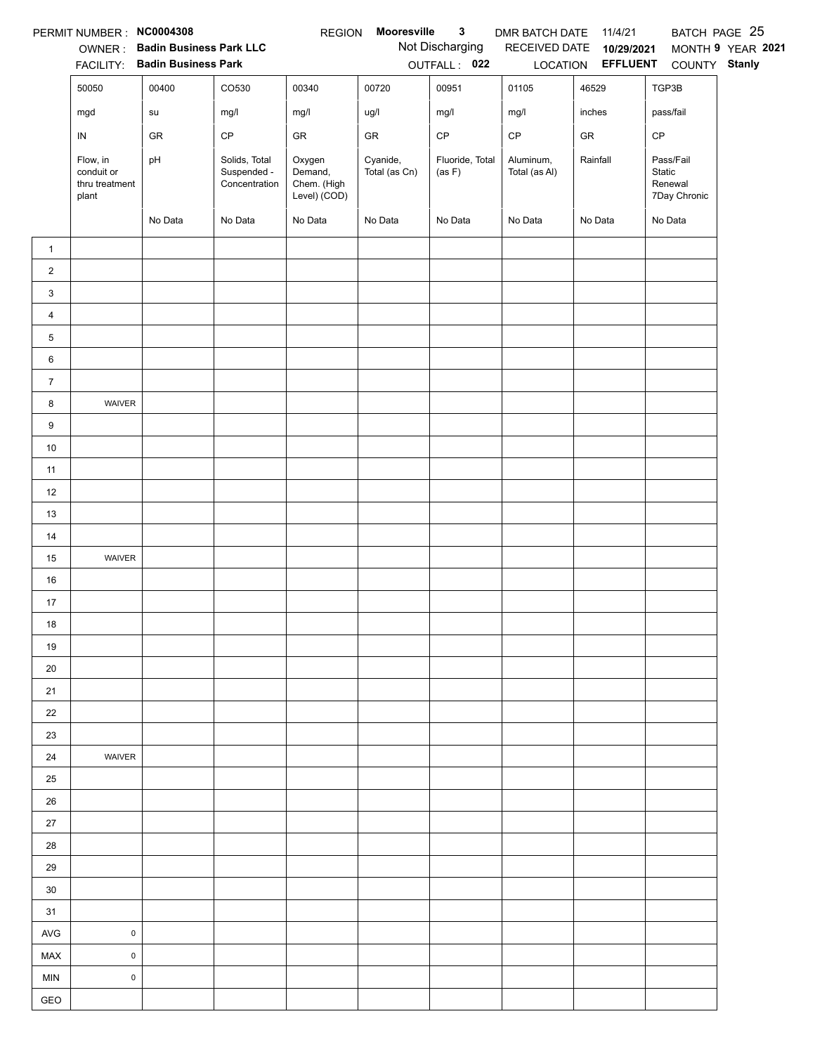PERMIT NUMBER : **NC0004308** REGION **Mooresville 3** DMR BATCH DATE 11/4/21 BATCH PAGE 25

OWNER : **Badin Business Park LLC** Not Discharging RECEIVED DATE **10/29/2021** MONTH **9** YEAR **2021**

FACILITY: **Badin Business Park** OUTFALL : **022** LOCATION **EFFLUENT** COUNTY **Stanly**

| | 50050 | 00400 | CO530 | 00340 | 00720 | 00951 | 01105 | 46529 | TGP3B |
|---|---|---|---|---|---|---|---|---|---|
| | mgd | su | mg/l | mg/l | ug/l | mg/l | mg/l | inches | pass/fail |
| | IN | GR | CP | GR | GR | CP | CP | GR | CP |
| | Flow, in conduit or thru treatment plant | pH | Solids, Total Suspended - Concentration | Oxygen Demand, Chem. (High Level) (COD) | Cyanide, Total (as Cn) | Fluoride, Total (as F) | Aluminum, Total (as Al) | Rainfall | Pass/Fail Static Renewal 7Day Chronic |
| | | No Data | No Data | No Data | No Data | No Data | No Data | No Data | No Data |
| 1 | | | | | | | | | |
| 2 | | | | | | | | | |
| 3 | | | | | | | | | |
| 4 | | | | | | | | | |
| 5 | | | | | | | | | |
| 6 | | | | | | | | | |
| 7 | | | | | | | | | |
| 8 | WAIVER | | | | | | | | |
| 9 | | | | | | | | | |
| 10 | | | | | | | | | |
| 11 | | | | | | | | | |
| 12 | | | | | | | | | |
| 13 | | | | | | | | | |
| 14 | | | | | | | | | |
| 15 | WAIVER | | | | | | | | |
| 16 | | | | | | | | | |
| 17 | | | | | | | | | |
| 18 | | | | | | | | | |
| 19 | | | | | | | | | |
| 20 | | | | | | | | | |
| 21 | | | | | | | | | |
| 22 | | | | | | | | | |
| 23 | | | | | | | | | |
| 24 | WAIVER | | | | | | | | |
| 25 | | | | | | | | | |
| 26 | | | | | | | | | |
| 27 | | | | | | | | | |
| 28 | | | | | | | | | |
| 29 | | | | | | | | | |
| 30 | | | | | | | | | |
| 31 | | | | | | | | | |
| AVG | 0 | | | | | | | | |
| MAX | 0 | | | | | | | | |
| MIN | 0 | | | | | | | | |
| GEO | | | | | | | | | |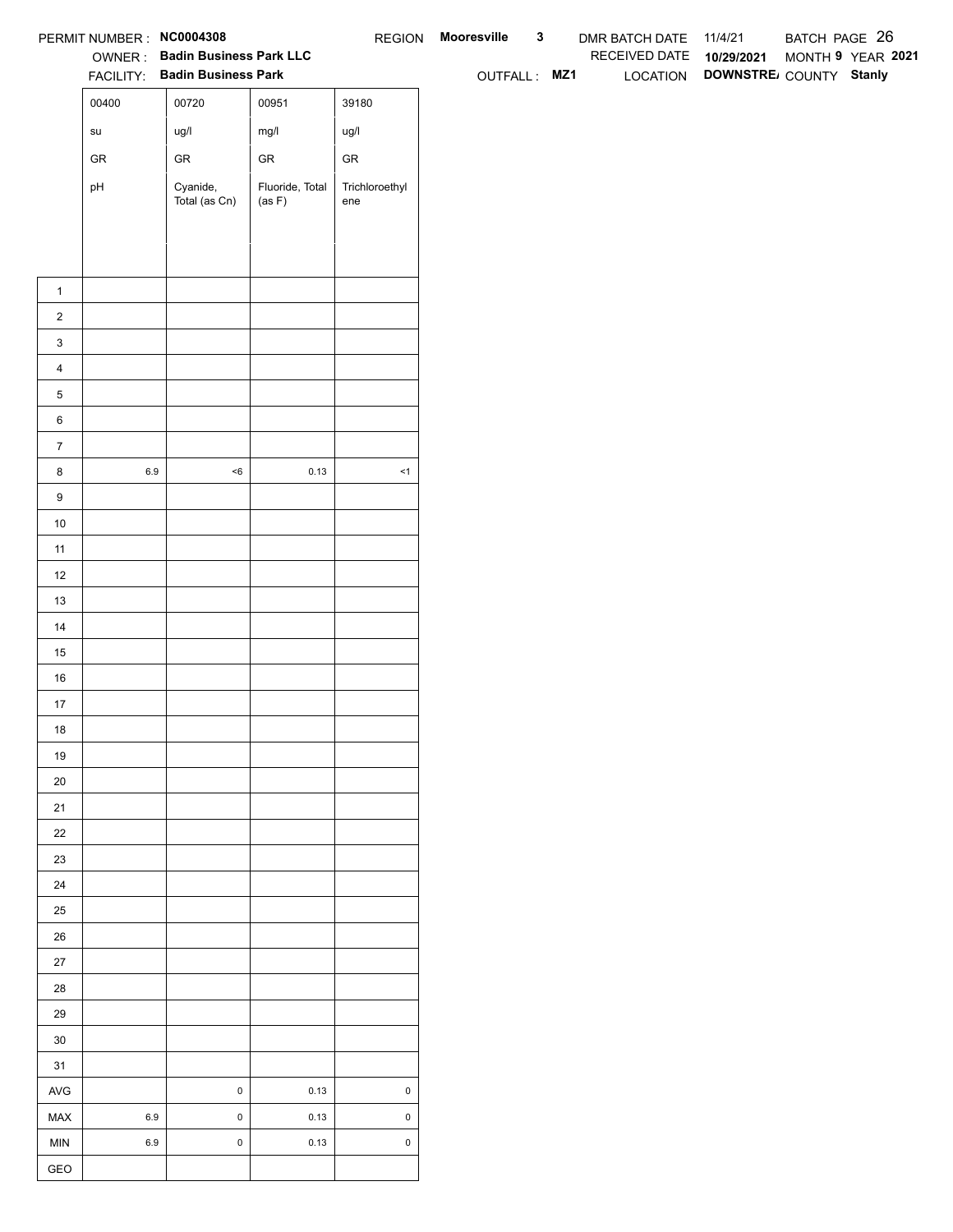PERMIT NUMBER : **NC0004308** REGION **Mooresville** **3** DMR BATCH DATE 11/4/21 BATCH PAGE 26

OWNER : **Badin Business Park LLC** RECEIVED DATE **10/29/2021** MONTH **9** YEAR **2021**

FACILITY: **Badin Business Park** OUTFALL : **MZ1** LOCATION **DOWNSTRE/** COUNTY **Stanly**

| | 00400 | 00720 | 00951 | 39180 |
|---|---|---|---|---|
| | su | ug/l | mg/l | ug/l |
| | GR | GR | GR | GR |
| | pH | Cyanide, Total (as Cn) | Fluoride, Total (as F) | Trichloroethylene |
| 1 | | | | |
| 2 | | | | |
| 3 | | | | |
| 4 | | | | |
| 5 | | | | |
| 6 | | | | |
| 7 | | | | |
| 8 | 6.9 | <6 | 0.13 | <1 |
| 9 | | | | |
| 10 | | | | |
| 11 | | | | |
| 12 | | | | |
| 13 | | | | |
| 14 | | | | |
| 15 | | | | |
| 16 | | | | |
| 17 | | | | |
| 18 | | | | |
| 19 | | | | |
| 20 | | | | |
| 21 | | | | |
| 22 | | | | |
| 23 | | | | |
| 24 | | | | |
| 25 | | | | |
| 26 | | | | |
| 27 | | | | |
| 28 | | | | |
| 29 | | | | |
| 30 | | | | |
| 31 | | | | |
| AVG | | 0 | 0.13 | 0 |
| MAX | 6.9 | 0 | 0.13 | 0 |
| MIN | 6.9 | 0 | 0.13 | 0 |
| GEO | | | | |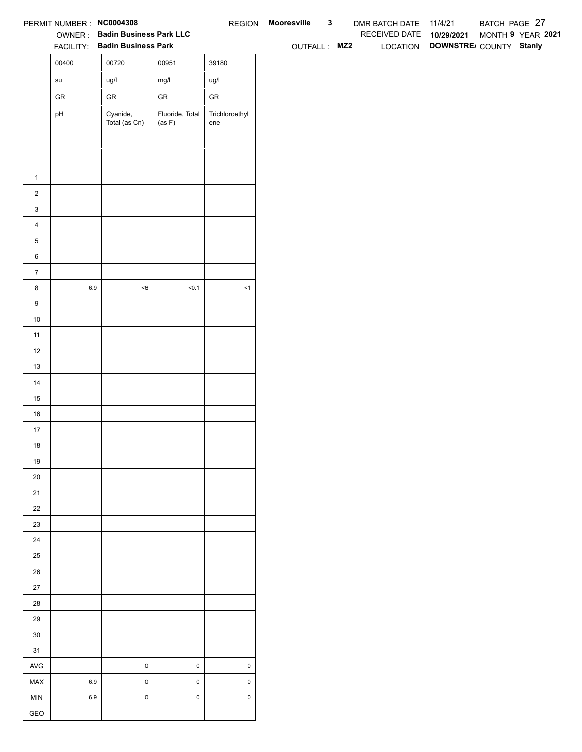PERMIT NUMBER : **NC0004308** REGION **Mooresville 3** DMR BATCH DATE 11/4/21 BATCH PAGE 27

OWNER : **Badin Business Park LLC** RECEIVED DATE **10/29/2021** MONTH **9** YEAR **2021**

FACILITY: **Badin Business Park** OUTFALL : **MZ2** LOCATION **DOWNSTRE/** COUNTY **Stanly**

| | 00400 | 00720 | 00951 | 39180 |
|---|---|---|---|---|
| | su | ug/l | mg/l | ug/l |
| | GR | GR | GR | GR |
| | pH | Cyanide, Total (as Cn) | Fluoride, Total (as F) | Trichloroethylene |
| 1 | | | | |
| 2 | | | | |
| 3 | | | | |
| 4 | | | | |
| 5 | | | | |
| 6 | | | | |
| 7 | | | | |
| 8 | 6.9 | <6 | <0.1 | <1 |
| 9 | | | | |
| 10 | | | | |
| 11 | | | | |
| 12 | | | | |
| 13 | | | | |
| 14 | | | | |
| 15 | | | | |
| 16 | | | | |
| 17 | | | | |
| 18 | | | | |
| 19 | | | | |
| 20 | | | | |
| 21 | | | | |
| 22 | | | | |
| 23 | | | | |
| 24 | | | | |
| 25 | | | | |
| 26 | | | | |
| 27 | | | | |
| 28 | | | | |
| 29 | | | | |
| 30 | | | | |
| 31 | | | | |
| AVG | | 0 | 0 | 0 |
| MAX | 6.9 | 0 | 0 | 0 |
| MIN | 6.9 | 0 | 0 | 0 |
| GEO | | | | |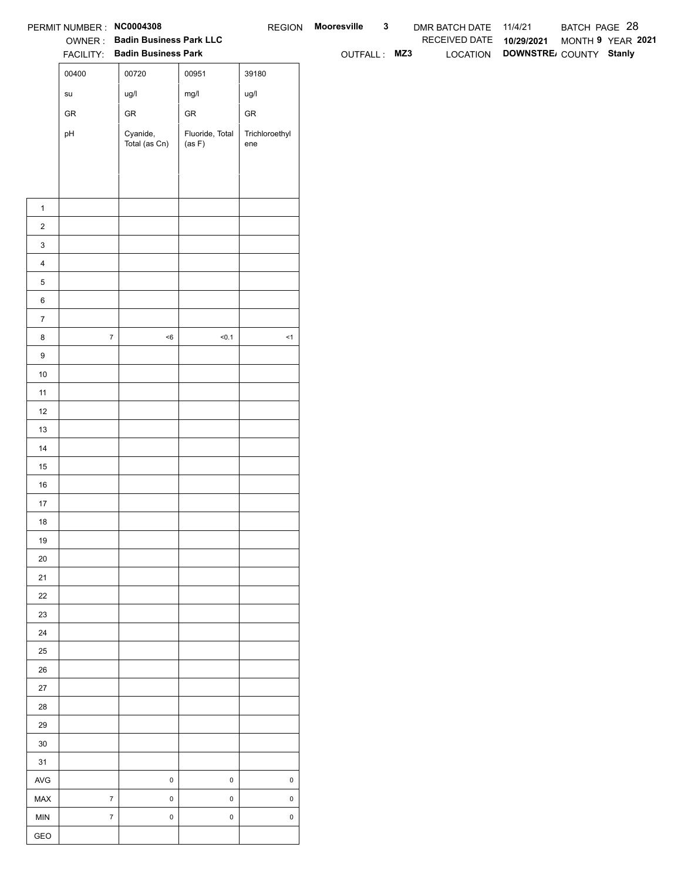PERMIT NUMBER : **NC0004308**

OWNER : **Badin Business Park LLC**

FACILITY: **Badin Business Park**

REGION **Mooresville** **3**

OUTFALL : **MZ3**

DMR BATCH DATE 11/4/21

RECEIVED DATE **10/29/2021**

LOCATION **DOWNSTRE/**

BATCH PAGE 28

MONTH **9** YEAR **2021**

COUNTY **Stanly**

| | 00400 | 00720 | 00951 | 39180 |
|---|---|---|---|---|
| | su | ug/l | mg/l | ug/l |
| | GR | GR | GR | GR |
| | pH | Cyanide, Total (as Cn) | Fluoride, Total (as F) | Trichloroethylene |
| 1 | | | | |
| 2 | | | | |
| 3 | | | | |
| 4 | | | | |
| 5 | | | | |
| 6 | | | | |
| 7 | | | | |
| 8 | 7 | <6 | <0.1 | <1 |
| 9 | | | | |
| 10 | | | | |
| 11 | | | | |
| 12 | | | | |
| 13 | | | | |
| 14 | | | | |
| 15 | | | | |
| 16 | | | | |
| 17 | | | | |
| 18 | | | | |
| 19 | | | | |
| 20 | | | | |
| 21 | | | | |
| 22 | | | | |
| 23 | | | | |
| 24 | | | | |
| 25 | | | | |
| 26 | | | | |
| 27 | | | | |
| 28 | | | | |
| 29 | | | | |
| 30 | | | | |
| 31 | | | | |
| AVG | | 0 | 0 | 0 |
| MAX | 7 | 0 | 0 | 0 |
| MIN | 7 | 0 | 0 | 0 |
| GEO | | | | |